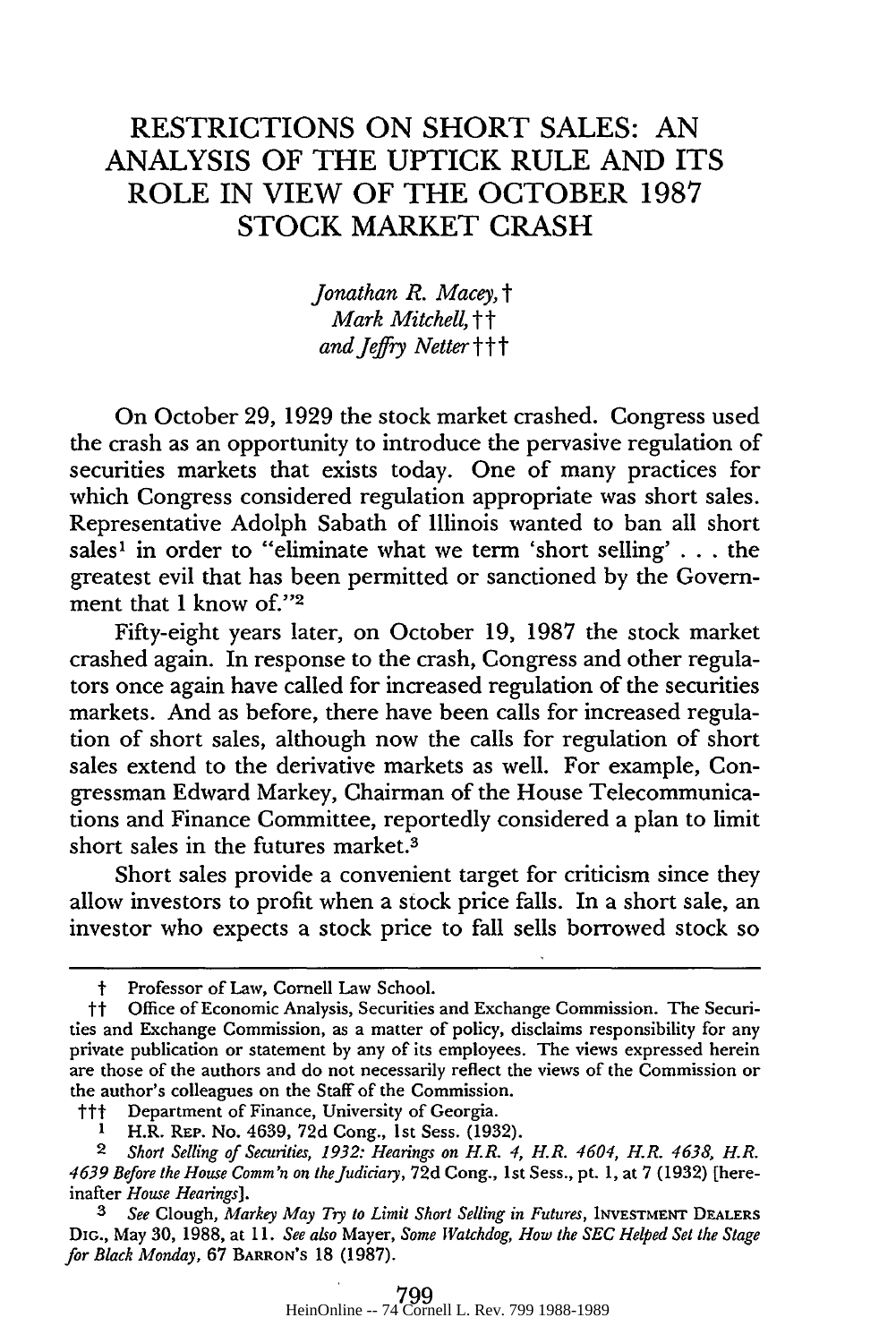# RESTRICTIONS ON SHORT SALES: AN ANALYSIS OF THE UPTICK RULE AND ITS ROLE IN VIEW OF THE OCTOBER 1987 STOCK MARKET CRASH

*Jonathan R. Macey,*†
*Mark Mitchell,*††
*and Jeffry Netter*†††

On October 29, 1929 the stock market crashed. Congress used the crash as an opportunity to introduce the pervasive regulation of securities markets that exists today. One of many practices for which Congress considered regulation appropriate was short sales. Representative Adolph Sabath of Illinois wanted to ban all short sales[1] in order to "eliminate what we term 'short selling' . . . the greatest evil that has been permitted or sanctioned by the Government that I know of."[2]

Fifty-eight years later, on October 19, 1987 the stock market crashed again. In response to the crash, Congress and other regulators once again have called for increased regulation of the securities markets. And as before, there have been calls for increased regulation of short sales, although now the calls for regulation of short sales extend to the derivative markets as well. For example, Congressman Edward Markey, Chairman of the House Telecommunications and Finance Committee, reportedly considered a plan to limit short sales in the futures market.[3]

Short sales provide a convenient target for criticism since they allow investors to profit when a stock price falls. In a short sale, an investor who expects a stock price to fall sells borrowed stock so

---

† Professor of Law, Cornell Law School.

†† Office of Economic Analysis, Securities and Exchange Commission. The Securities and Exchange Commission, as a matter of policy, disclaims responsibility for any private publication or statement by any of its employees. The views expressed herein are those of the authors and do not necessarily reflect the views of the Commission or the author's colleagues on the Staff of the Commission.

††† Department of Finance, University of Georgia.

1 H.R. REP. No. 4639, 72d Cong., 1st Sess. (1932).

2 *Short Selling of Securities, 1932: Hearings on H.R. 4, H.R. 4604, H.R. 4638, H.R. 4639 Before the House Comm'n on the Judiciary*, 72d Cong., 1st Sess., pt. 1, at 7 (1932) [hereinafter *House Hearings*].

3 *See* Clough, *Markey May Try to Limit Short Selling in Futures*, INVESTMENT DEALERS DIG., May 30, 1988, at 11. *See also* Mayer, *Some Watchdog, How the SEC Helped Set the Stage for Black Monday*, 67 BARRON'S 18 (1987).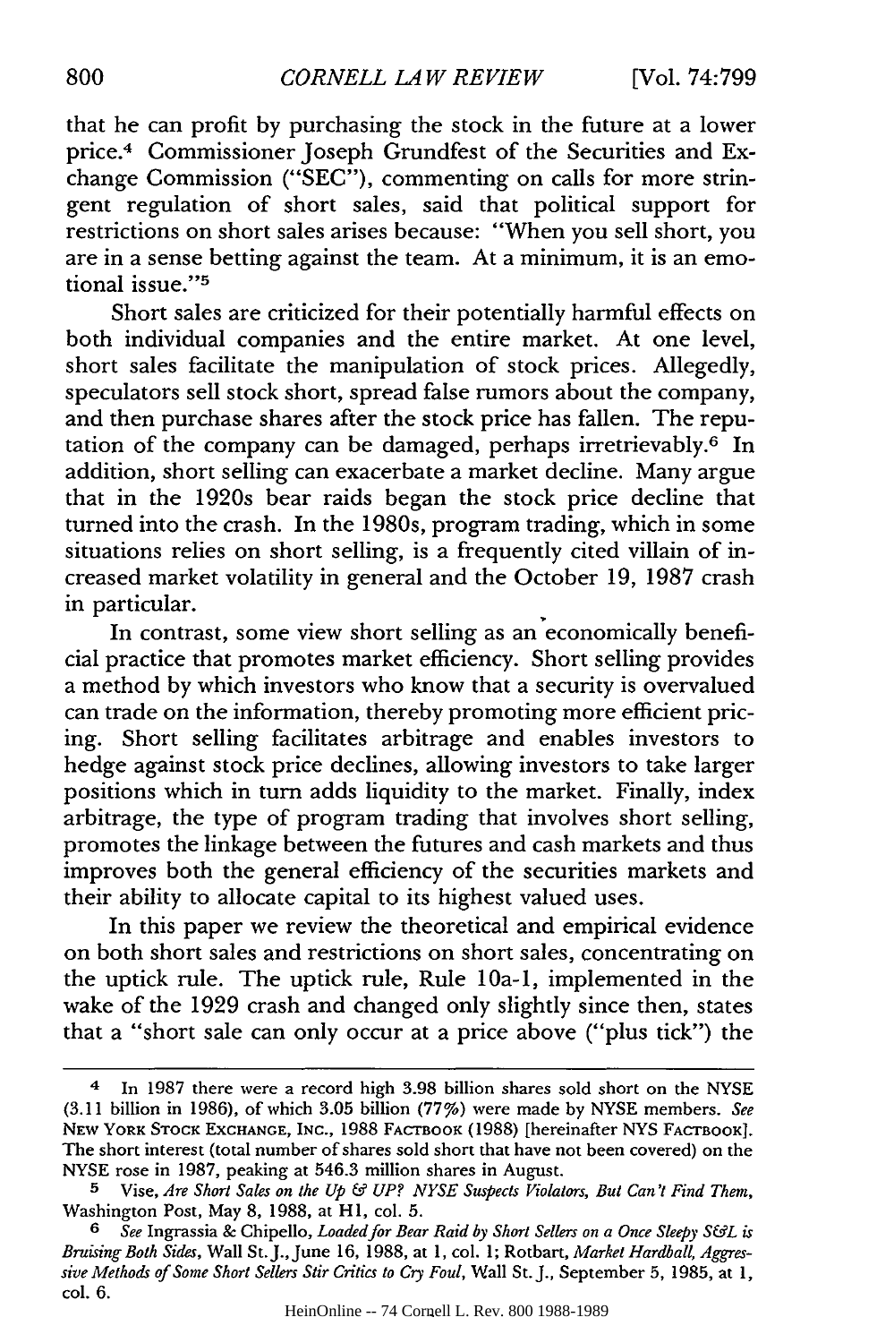that he can profit by purchasing the stock in the future at a lower price.[4] Commissioner Joseph Grundfest of the Securities and Exchange Commission ("SEC"), commenting on calls for more stringent regulation of short sales, said that political support for restrictions on short sales arises because: "When you sell short, you are in a sense betting against the team. At a minimum, it is an emotional issue."[5]

Short sales are criticized for their potentially harmful effects on both individual companies and the entire market. At one level, short sales facilitate the manipulation of stock prices. Allegedly, speculators sell stock short, spread false rumors about the company, and then purchase shares after the stock price has fallen. The reputation of the company can be damaged, perhaps irretrievably.[6] In addition, short selling can exacerbate a market decline. Many argue that in the 1920s bear raids began the stock price decline that turned into the crash. In the 1980s, program trading, which in some situations relies on short selling, is a frequently cited villain of increased market volatility in general and the October 19, 1987 crash in particular.

In contrast, some view short selling as an economically beneficial practice that promotes market efficiency. Short selling provides a method by which investors who know that a security is overvalued can trade on the information, thereby promoting more efficient pricing. Short selling facilitates arbitrage and enables investors to hedge against stock price declines, allowing investors to take larger positions which in turn adds liquidity to the market. Finally, index arbitrage, the type of program trading that involves short selling, promotes the linkage between the futures and cash markets and thus improves both the general efficiency of the securities markets and their ability to allocate capital to its highest valued uses.

In this paper we review the theoretical and empirical evidence on both short sales and restrictions on short sales, concentrating on the uptick rule. The uptick rule, Rule 10a-1, implemented in the wake of the 1929 crash and changed only slightly since then, states that a "short sale can only occur at a price above ("plus tick") the

---

[4] In 1987 there were a record high 3.98 billion shares sold short on the NYSE (3.11 billion in 1986), of which 3.05 billion (77%) were made by NYSE members. *See* NEW YORK STOCK EXCHANGE, INC., 1988 FACTBOOK (1988) [hereinafter NYS FACTBOOK]. The short interest (total number of shares sold short that have not been covered) on the NYSE rose in 1987, peaking at 546.3 million shares in August.

[5] Vise, *Are Short Sales on the Up & UP? NYSE Suspects Violators, But Can't Find Them*, Washington Post, May 8, 1988, at H1, col. 5.

[6] *See* Ingrassia & Chipello, *Loaded for Bear Raid by Short Sellers on a Once Sleepy S&L is Bruising Both Sides*, Wall St. J., June 16, 1988, at 1, col. 1; Rotbart, *Market Hardball, Aggressive Methods of Some Short Sellers Stir Critics to Cry Foul*, Wall St. J., September 5, 1985, at 1, col. 6.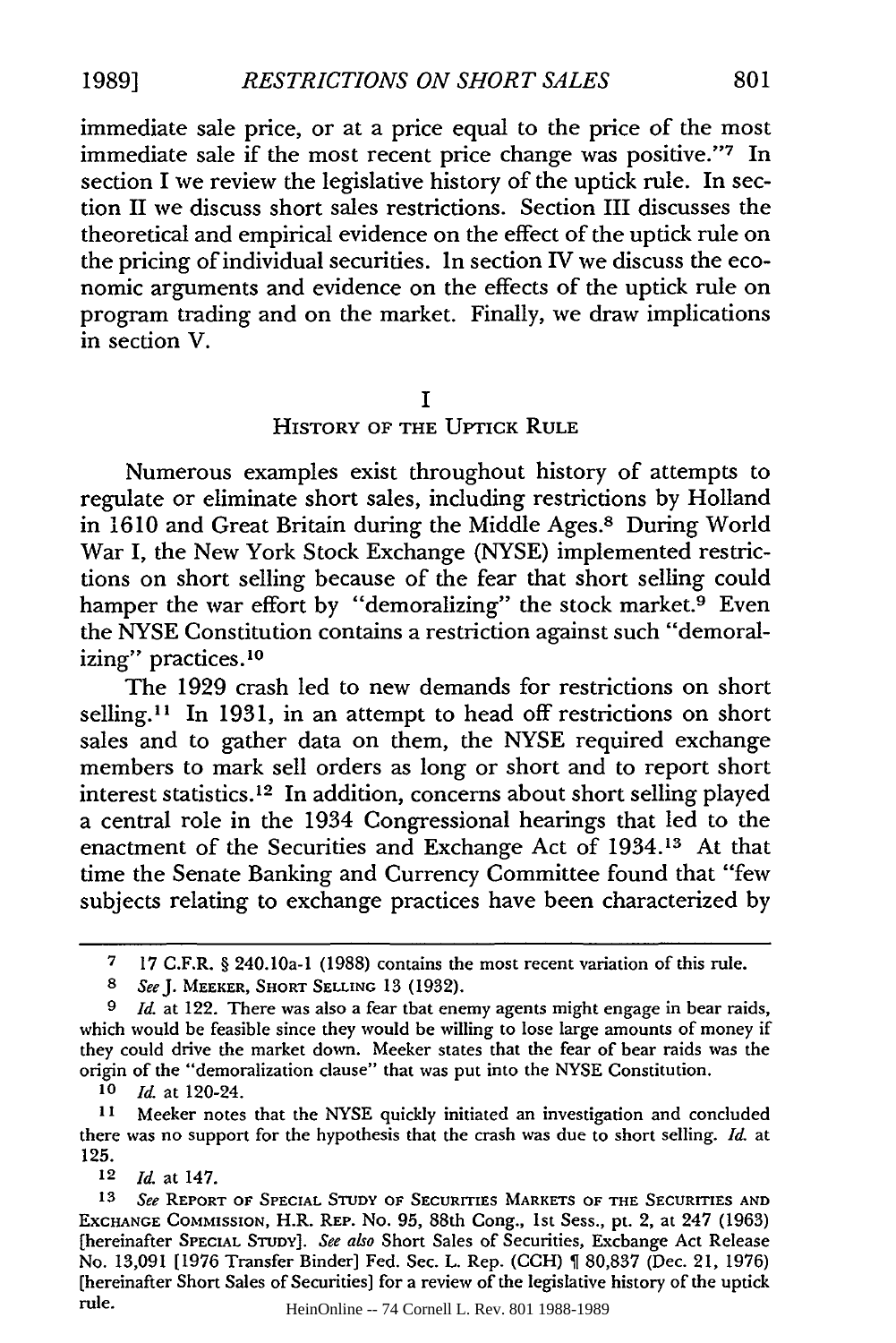immediate sale price, or at a price equal to the price of the most immediate sale if the most recent price change was positive."[7] In section I we review the legislative history of the uptick rule. In section II we discuss short sales restrictions. Section III discusses the theoretical and empirical evidence on the effect of the uptick rule on the pricing of individual securities. In section IV we discuss the economic arguments and evidence on the effects of the uptick rule on program trading and on the market. Finally, we draw implications in section V.

## I
## History of the Uptick Rule

Numerous examples exist throughout history of attempts to regulate or eliminate short sales, including restrictions by Holland in 1610 and Great Britain during the Middle Ages.[8] During World War I, the New York Stock Exchange (NYSE) implemented restrictions on short selling because of the fear that short selling could hamper the war effort by "demoralizing" the stock market.[9] Even the NYSE Constitution contains a restriction against such "demoralizing" practices.[10]

The 1929 crash led to new demands for restrictions on short selling.[11] In 1931, in an attempt to head off restrictions on short sales and to gather data on them, the NYSE required exchange members to mark sell orders as long or short and to report short interest statistics.[12] In addition, concerns about short selling played a central role in the 1934 Congressional hearings that led to the enactment of the Securities and Exchange Act of 1934.[13] At that time the Senate Banking and Currency Committee found that "few subjects relating to exchange practices have been characterized by

---

[7] 17 C.F.R. § 240.10a-1 (1988) contains the most recent variation of this rule.

[8] *See* J. Meeker, Short Selling 13 (1932).

[9] *Id.* at 122. There was also a fear that enemy agents might engage in bear raids, which would be feasible since they would be willing to lose large amounts of money if they could drive the market down. Meeker states that the fear of bear raids was the origin of the "demoralization clause" that was put into the NYSE Constitution.

[10] *Id.* at 120-24.

[11] Meeker notes that the NYSE quickly initiated an investigation and concluded there was no support for the hypothesis that the crash was due to short selling. *Id.* at 125.

[12] *Id.* at 147.

[13] *See* Report of Special Study of Securities Markets of the Securities and Exchange Commission, H.R. Rep. No. 95, 88th Cong., 1st Sess., pt. 2, at 247 (1963) [hereinafter Special Study]. *See also* Short Sales of Securities, Exchange Act Release No. 13,091 [1976 Transfer Binder] Fed. Sec. L. Rep. (CCH) ¶ 80,837 (Dec. 21, 1976) [hereinafter Short Sales of Securities] for a review of the legislative history of the uptick rule.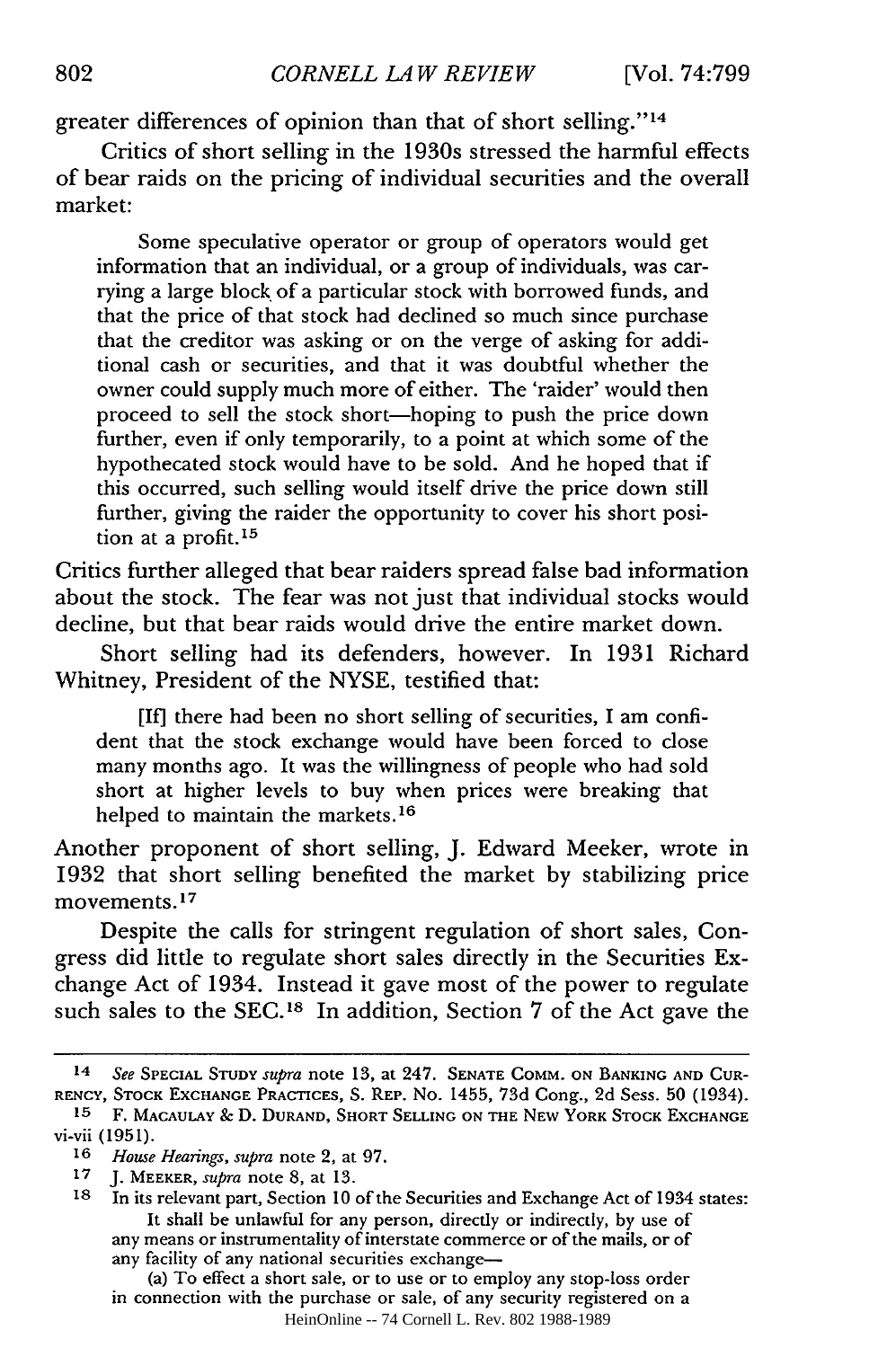greater differences of opinion than that of short selling."[14]

Critics of short selling in the 1930s stressed the harmful effects of bear raids on the pricing of individual securities and the overall market:

> Some speculative operator or group of operators would get information that an individual, or a group of individuals, was carrying a large block of a particular stock with borrowed funds, and that the price of that stock had declined so much since purchase that the creditor was asking or on the verge of asking for additional cash or securities, and that it was doubtful whether the owner could supply much more of either. The 'raider' would then proceed to sell the stock short—hoping to push the price down further, even if only temporarily, to a point at which some of the hypothecated stock would have to be sold. And he hoped that if this occurred, such selling would itself drive the price down still further, giving the raider the opportunity to cover his short position at a profit.[15]

Critics further alleged that bear raiders spread false bad information about the stock. The fear was not just that individual stocks would decline, but that bear raids would drive the entire market down.

Short selling had its defenders, however. In 1931 Richard Whitney, President of the NYSE, testified that:

> [If] there had been no short selling of securities, I am confident that the stock exchange would have been forced to close many months ago. It was the willingness of people who had sold short at higher levels to buy when prices were breaking that helped to maintain the markets.[16]

Another proponent of short selling, J. Edward Meeker, wrote in 1932 that short selling benefited the market by stabilizing price movements.[17]

Despite the calls for stringent regulation of short sales, Congress did little to regulate short sales directly in the Securities Exchange Act of 1934. Instead it gave most of the power to regulate such sales to the SEC.[18] In addition, Section 7 of the Act gave the

---

[14] *See* SPECIAL STUDY *supra* note 13, at 247. SENATE COMM. ON BANKING AND CURRENCY, STOCK EXCHANGE PRACTICES, S. REP. No. 1455, 73d Cong., 2d Sess. 50 (1934).

[15] F. MACAULAY & D. DURAND, SHORT SELLING ON THE NEW YORK STOCK EXCHANGE vi-vii (1951).

[16] *House Hearings*, *supra* note 2, at 97.

[17] J. MEEKER, *supra* note 8, at 13.

[18] In its relevant part, Section 10 of the Securities and Exchange Act of 1934 states:

> It shall be unlawful for any person, directly or indirectly, by use of any means or instrumentality of interstate commerce or of the mails, or of any facility of any national securities exchange—
>
> (a) To effect a short sale, or to use or to employ any stop-loss order in connection with the purchase or sale, of any security registered on a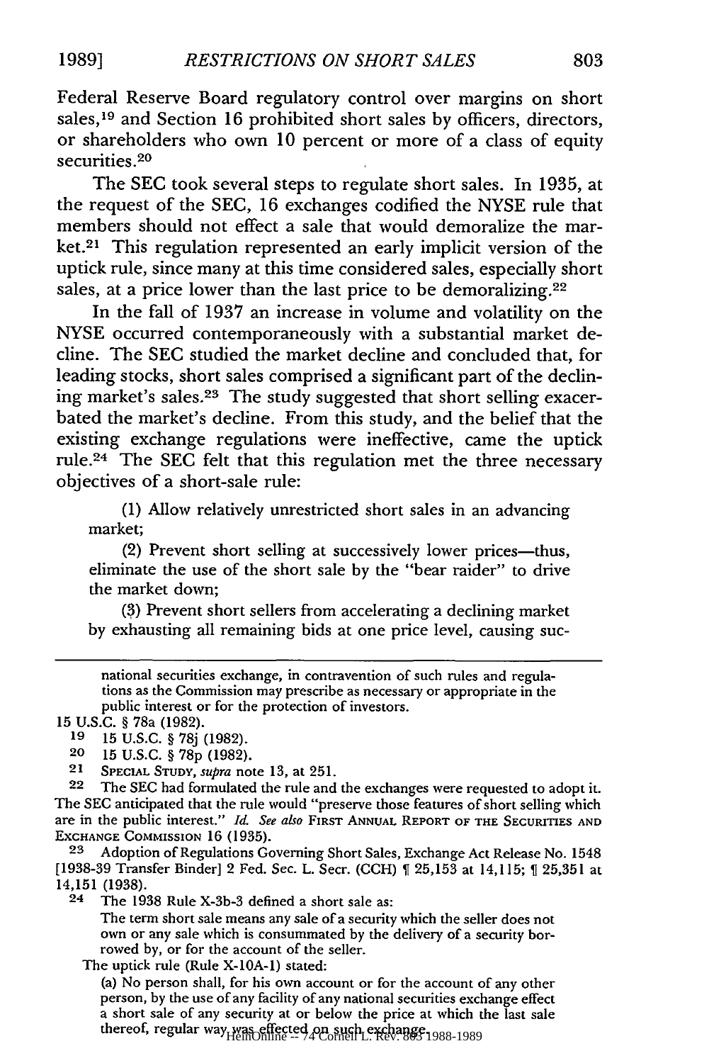Federal Reserve Board regulatory control over margins on short sales,[19] and Section 16 prohibited short sales by officers, directors, or shareholders who own 10 percent or more of a class of equity securities.[20]

The SEC took several steps to regulate short sales. In 1935, at the request of the SEC, 16 exchanges codified the NYSE rule that members should not effect a sale that would demoralize the market.[21] This regulation represented an early implicit version of the uptick rule, since many at this time considered sales, especially short sales, at a price lower than the last price to be demoralizing.[22]

In the fall of 1937 an increase in volume and volatility on the NYSE occurred contemporaneously with a substantial market decline. The SEC studied the market decline and concluded that, for leading stocks, short sales comprised a significant part of the declining market's sales.[23] The study suggested that short selling exacerbated the market's decline. From this study, and the belief that the existing exchange regulations were ineffective, came the uptick rule.[24] The SEC felt that this regulation met the three necessary objectives of a short-sale rule:

> (1) Allow relatively unrestricted short sales in an advancing market;
>
> (2) Prevent short selling at successively lower prices—thus, eliminate the use of the short sale by the "bear raider" to drive the market down;
>
> (3) Prevent short sellers from accelerating a declining market by exhausting all remaining bids at one price level, causing suc-

---

> national securities exchange, in contravention of such rules and regulations as the Commission may prescribe as necessary or appropriate in the public interest or for the protection of investors.

15 U.S.C. § 78a (1982).

[19] 15 U.S.C. § 78j (1982).

[20] 15 U.S.C. § 78p (1982).

[21] Special Study, *supra* note 13, at 251.

[22] The SEC had formulated the rule and the exchanges were requested to adopt it. The SEC anticipated that the rule would "preserve those features of short selling which are in the public interest." *Id. See also* First Annual Report of the Securities and Exchange Commission 16 (1935).

[23] Adoption of Regulations Governing Short Sales, Exchange Act Release No. 1548 [1938-39 Transfer Binder] 2 Fed. Sec. L. Secr. (CCH) ¶ 25,153 at 14,115; ¶ 25,351 at 14,151 (1938).

[24] The 1938 Rule X-3b-3 defined a short sale as:

> The term short sale means any sale of a security which the seller does not own or any sale which is consummated by the delivery of a security borrowed by, or for the account of the seller.

The uptick rule (Rule X-10A-1) stated:

> (a) No person shall, for his own account or for the account of any other person, by the use of any facility of any national securities exchange effect a short sale of any security at or below the price at which the last sale thereof, regular way was effected on such exchange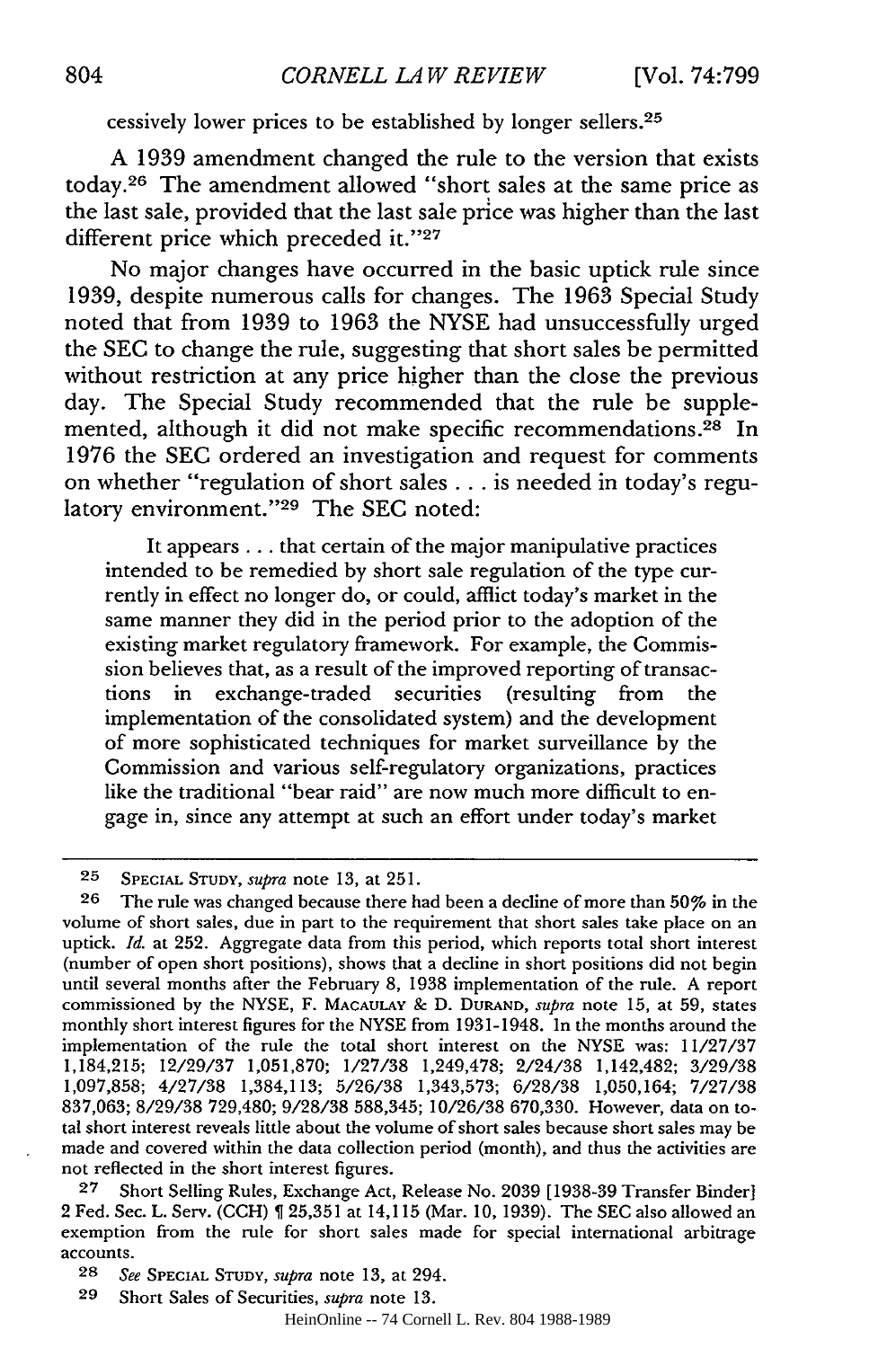cessively lower prices to be established by longer sellers.[25]

A 1939 amendment changed the rule to the version that exists today.[26] The amendment allowed "short sales at the same price as the last sale, provided that the last sale price was higher than the last different price which preceded it."[27]

No major changes have occurred in the basic uptick rule since 1939, despite numerous calls for changes. The 1963 Special Study noted that from 1939 to 1963 the NYSE had unsuccessfully urged the SEC to change the rule, suggesting that short sales be permitted without restriction at any price higher than the close the previous day. The Special Study recommended that the rule be supplemented, although it did not make specific recommendations.[28] In 1976 the SEC ordered an investigation and request for comments on whether "regulation of short sales . . . is needed in today's regulatory environment."[29] The SEC noted:

> It appears . . . that certain of the major manipulative practices intended to be remedied by short sale regulation of the type currently in effect no longer do, or could, afflict today's market in the same manner they did in the period prior to the adoption of the existing market regulatory framework. For example, the Commission believes that, as a result of the improved reporting of transactions in exchange-traded securities (resulting from the implementation of the consolidated system) and the development of more sophisticated techniques for market surveillance by the Commission and various self-regulatory organizations, practices like the traditional "bear raid" are now much more difficult to engage in, since any attempt at such an effort under today's market

---

25 SPECIAL STUDY, *supra* note 13, at 251.

26 The rule was changed because there had been a decline of more than 50% in the volume of short sales, due in part to the requirement that short sales take place on an uptick. *Id.* at 252. Aggregate data from this period, which reports total short interest (number of open short positions), shows that a decline in short positions did not begin until several months after the February 8, 1938 implementation of the rule. A report commissioned by the NYSE, F. MACAULAY & D. DURAND, *supra* note 15, at 59, states monthly short interest figures for the NYSE from 1931-1948. In the months around the implementation of the rule the total short interest on the NYSE was: 11/27/37 1,184,215; 12/29/37 1,051,870; 1/27/38 1,249,478; 2/24/38 1,142,482; 3/29/38 1,097,858; 4/27/38 1,384,113; 5/26/38 1,343,573; 6/28/38 1,050,164; 7/27/38 837,063; 8/29/38 729,480; 9/28/38 588,345; 10/26/38 670,330. However, data on total short interest reveals little about the volume of short sales because short sales may be made and covered within the data collection period (month), and thus the activities are not reflected in the short interest figures.

27 Short Selling Rules, Exchange Act, Release No. 2039 [1938-39 Transfer Binder] 2 Fed. Sec. L. Serv. (CCH) ¶ 25,351 at 14,115 (Mar. 10, 1939). The SEC also allowed an exemption from the rule for short sales made for special international arbitrage accounts.

28 *See* SPECIAL STUDY, *supra* note 13, at 294.

29 Short Sales of Securities, *supra* note 13.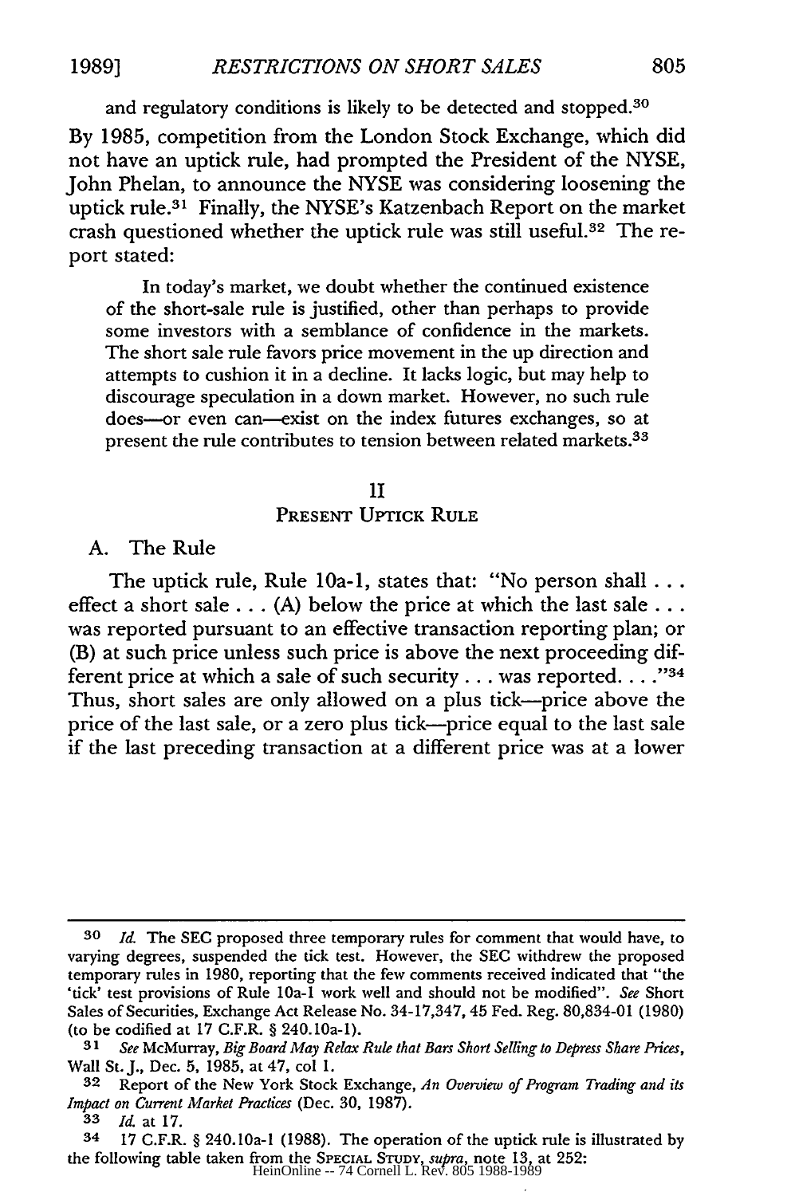and regulatory conditions is likely to be detected and stopped.[30] By 1985, competition from the London Stock Exchange, which did not have an uptick rule, had prompted the President of the NYSE, John Phelan, to announce the NYSE was considering loosening the uptick rule.[31] Finally, the NYSE's Katzenbach Report on the market crash questioned whether the uptick rule was still useful.[32] The report stated:

> In today's market, we doubt whether the continued existence of the short-sale rule is justified, other than perhaps to provide some investors with a semblance of confidence in the markets. The short sale rule favors price movement in the up direction and attempts to cushion it in a decline. It lacks logic, but may help to discourage speculation in a down market. However, no such rule does—or even can—exist on the index futures exchanges, so at present the rule contributes to tension between related markets.[33]

## II
## Present Uptick Rule

### A. The Rule

The uptick rule, Rule 10a-1, states that: "No person shall . . . effect a short sale . . . (A) below the price at which the last sale . . . was reported pursuant to an effective transaction reporting plan; or (B) at such price unless such price is above the next proceeding different price at which a sale of such security . . . was reported. . . ."[34] Thus, short sales are only allowed on a plus tick—price above the price of the last sale, or a zero plus tick—price equal to the last sale if the last preceding transaction at a different price was at a lower

---

[30] *Id.* The SEC proposed three temporary rules for comment that would have, to varying degrees, suspended the tick test. However, the SEC withdrew the proposed temporary rules in 1980, reporting that the few comments received indicated that "the 'tick' test provisions of Rule 10a-1 work well and should not be modified". *See* Short Sales of Securities, Exchange Act Release No. 34-17,347, 45 Fed. Reg. 80,834-01 (1980) (to be codified at 17 C.F.R. § 240.10a-1).

[31] *See* McMurray, *Big Board May Relax Rule that Bars Short Selling to Depress Share Prices*, Wall St. J., Dec. 5, 1985, at 47, col 1.

[32] Report of the New York Stock Exchange, *An Overview of Program Trading and its Impact on Current Market Practices* (Dec. 30, 1987).

[33] *Id.* at 17.

[34] 17 C.F.R. § 240.10a-1 (1988). The operation of the uptick rule is illustrated by the following table taken from the Special Study, *supra*, note 13, at 252: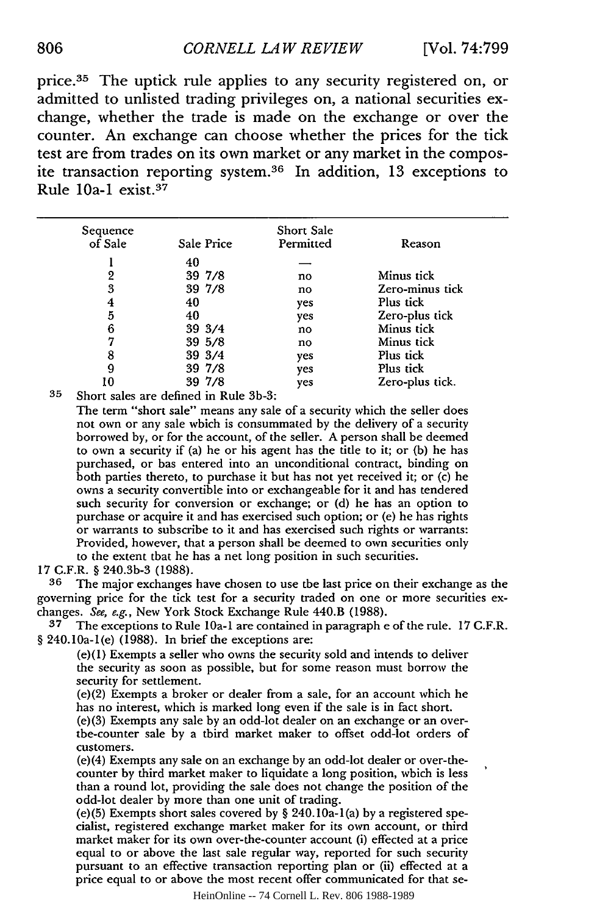price.[35] The uptick rule applies to any security registered on, or admitted to unlisted trading privileges on, a national securities exchange, whether the trade is made on the exchange or over the counter. An exchange can choose whether the prices for the tick test are from trades on its own market or any market in the composite transaction reporting system.[36] In addition, 13 exceptions to Rule 10a-1 exist.[37]

| Sequence of Sale | Sale Price | Short Sale Permitted | Reason |
|---|---|---|---|
| 1 | 40 | — | |
| 2 | 39 7/8 | no | Minus tick |
| 3 | 39 7/8 | no | Zero-minus tick |
| 4 | 40 | yes | Plus tick |
| 5 | 40 | yes | Zero-plus tick |
| 6 | 39 3/4 | no | Minus tick |
| 7 | 39 5/8 | no | Minus tick |
| 8 | 39 3/4 | yes | Plus tick |
| 9 | 39 7/8 | yes | Plus tick |
| 10 | 39 7/8 | yes | Zero-plus tick. |

[35] Short sales are defined in Rule 3b-3:

> The term "short sale" means any sale of a security which the seller does not own or any sale which is consummated by the delivery of a security borrowed by, or for the account, of the seller. A person shall be deemed to own a security if (a) he or his agent has the title to it; or (b) he has purchased, or has entered into an unconditional contract, binding on both parties thereto, to purchase it but has not yet received it; or (c) he owns a security convertible into or exchangeable for it and has tendered such security for conversion or exchange; or (d) he has an option to purchase or acquire it and has exercised such option; or (e) he has rights or warrants to subscribe to it and has exercised such rights or warrants: Provided, however, that a person shall be deemed to own securities only to the extent that he has a net long position in such securities.

17 C.F.R. § 240.3b-3 (1988).

[36] The major exchanges have chosen to use the last price on their exchange as the governing price for the tick test for a security traded on one or more securities exchanges. *See, e.g.*, New York Stock Exchange Rule 440.B (1988).

[37] The exceptions to Rule 10a-1 are contained in paragraph e of the rule. 17 C.F.R. § 240.10a-1(e) (1988). In brief the exceptions are:

> (e)(1) Exempts a seller who owns the security sold and intends to deliver the security as soon as possible, but for some reason must borrow the security for settlement.
>
> (e)(2) Exempts a broker or dealer from a sale, for an account which he has no interest, which is marked long even if the sale is in fact short.
>
> (e)(3) Exempts any sale by an odd-lot dealer on an exchange or an over-the-counter sale by a third market maker to offset odd-lot orders of customers.
>
> (e)(4) Exempts any sale on an exchange by an odd-lot dealer or over-the-counter by third market maker to liquidate a long position, which is less than a round lot, providing the sale does not change the position of the odd-lot dealer by more than one unit of trading.
>
> (e)(5) Exempts short sales covered by § 240.10a-1(a) by a registered specialist, registered exchange market maker for its own account, or third market maker for its own over-the-counter account (i) effected at a price equal to or above the last sale regular way, reported for such security pursuant to an effective transaction reporting plan or (ii) effected at a price equal to or above the most recent offer communicated for that se-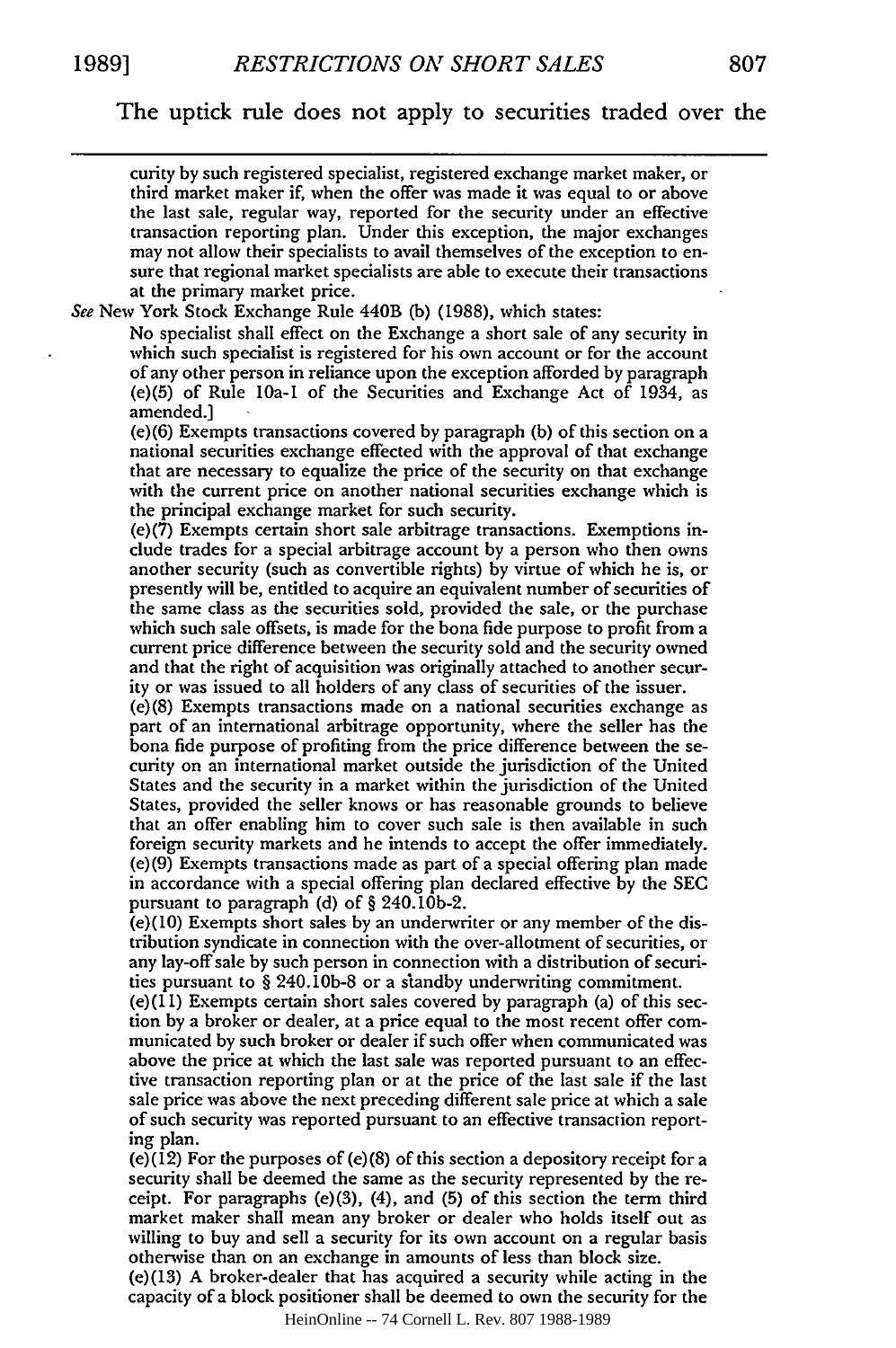The uptick rule does not apply to securities traded over the

---

curity by such registered specialist, registered exchange market maker, or third market maker if, when the offer was made it was equal to or above the last sale, regular way, reported for the security under an effective transaction reporting plan. Under this exception, the major exchanges may not allow their specialists to avail themselves of the exception to ensure that regional market specialists are able to execute their transactions at the primary market price.

*See* New York Stock Exchange Rule 440B (b) (1988), which states:

> No specialist shall effect on the Exchange a short sale of any security in which such specialist is registered for his own account or for the account of any other person in reliance upon the exception afforded by paragraph (e)(5) of Rule 10a-1 of the Securities and Exchange Act of 1934, as amended.]

(e)(6) Exempts transactions covered by paragraph (b) of this section on a national securities exchange effected with the approval of that exchange that are necessary to equalize the price of the security on that exchange with the current price on another national securities exchange which is the principal exchange market for such security.

(e)(7) Exempts certain short sale arbitrage transactions. Exemptions include trades for a special arbitrage account by a person who then owns another security (such as convertible rights) by virtue of which he is, or presently will be, entitled to acquire an equivalent number of securities of the same class as the securities sold, provided the sale, or the purchase which such sale offsets, is made for the bona fide purpose to profit from a current price difference between the security sold and the security owned and that the right of acquisition was originally attached to another security or was issued to all holders of any class of securities of the issuer.

(e)(8) Exempts transactions made on a national securities exchange as part of an international arbitrage opportunity, where the seller has the bona fide purpose of profiting from the price difference between the security on an international market outside the jurisdiction of the United States and the security in a market within the jurisdiction of the United States, provided the seller knows or has reasonable grounds to believe that an offer enabling him to cover such sale is then available in such foreign security markets and he intends to accept the offer immediately.

(e)(9) Exempts transactions made as part of a special offering plan made in accordance with a special offering plan declared effective by the SEC pursuant to paragraph (d) of § 240.10b-2.

(e)(10) Exempts short sales by an underwriter or any member of the distribution syndicate in connection with the over-allotment of securities, or any lay-off sale by such person in connection with a distribution of securities pursuant to § 240.10b-8 or a standby underwriting commitment.

(e)(11) Exempts certain short sales covered by paragraph (a) of this section by a broker or dealer, at a price equal to the most recent offer communicated by such broker or dealer if such offer when communicated was above the price at which the last sale was reported pursuant to an effective transaction reporting plan or at the price of the last sale if the last sale price was above the next preceding different sale price at which a sale of such security was reported pursuant to an effective transaction reporting plan.

(e)(12) For the purposes of (e)(8) of this section a depository receipt for a security shall be deemed the same as the security represented by the receipt. For paragraphs (e)(3), (4), and (5) of this section the term third market maker shall mean any broker or dealer who holds itself out as willing to buy and sell a security for its own account on a regular basis otherwise than on an exchange in amounts of less than block size.

(e)(13) A broker-dealer that has acquired a security while acting in the capacity of a block positioner shall be deemed to own the security for the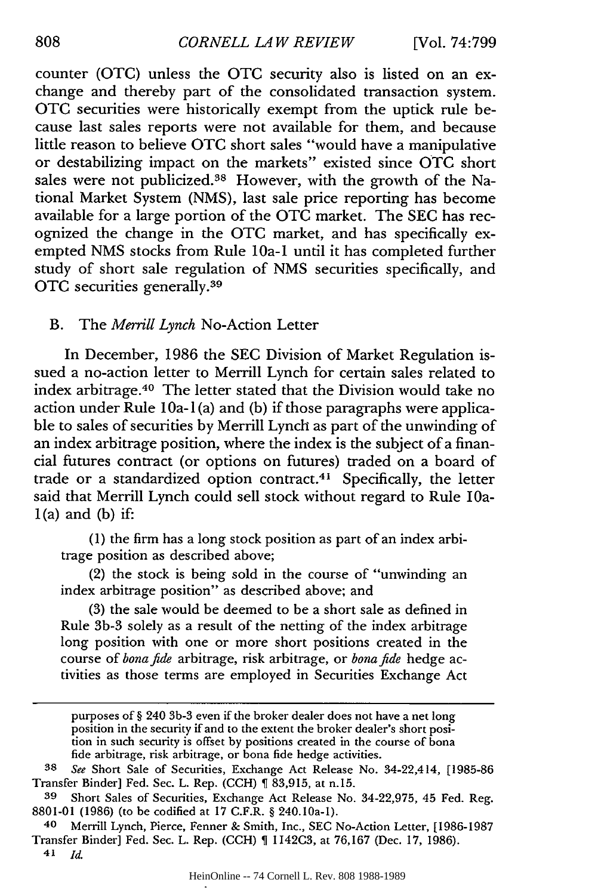counter (OTC) unless the OTC security also is listed on an exchange and thereby part of the consolidated transaction system. OTC securities were historically exempt from the uptick rule because last sales reports were not available for them, and because little reason to believe OTC short sales "would have a manipulative or destabilizing impact on the markets" existed since OTC short sales were not publicized.[38] However, with the growth of the National Market System (NMS), last sale price reporting has become available for a large portion of the OTC market. The SEC has recognized the change in the OTC market, and has specifically exempted NMS stocks from Rule 10a-1 until it has completed further study of short sale regulation of NMS securities specifically, and OTC securities generally.[39]

### B. The *Merrill Lynch* No-Action Letter

In December, 1986 the SEC Division of Market Regulation issued a no-action letter to Merrill Lynch for certain sales related to index arbitrage.[40] The letter stated that the Division would take no action under Rule 10a-1(a) and (b) if those paragraphs were applicable to sales of securities by Merrill Lynch as part of the unwinding of an index arbitrage position, where the index is the subject of a financial futures contract (or options on futures) traded on a board of trade or a standardized option contract.[41] Specifically, the letter said that Merrill Lynch could sell stock without regard to Rule 10a-1(a) and (b) if:

> (1) the firm has a long stock position as part of an index arbitrage position as described above;
>
> (2) the stock is being sold in the course of "unwinding an index arbitrage position" as described above; and
>
> (3) the sale would be deemed to be a short sale as defined in Rule 3b-3 solely as a result of the netting of the index arbitrage long position with one or more short positions created in the course of *bona fide* arbitrage, risk arbitrage, or *bona fide* hedge activities as those terms are employed in Securities Exchange Act

---

purposes of § 240 3b-3 even if the broker dealer does not have a net long position in the security if and to the extent the broker dealer's short position in such security is offset by positions created in the course of bona fide arbitrage, risk arbitrage, or bona fide hedge activities.

[38] *See* Short Sale of Securities, Exchange Act Release No. 34-22,414, [1985-86 Transfer Binder] Fed. Sec. L. Rep. (CCH) ¶ 83,915, at n.15.

[39] Short Sales of Securities, Exchange Act Release No. 34-22,975, 45 Fed. Reg. 8801-01 (1986) (to be codified at 17 C.F.R. § 240.10a-1).

[40] Merrill Lynch, Pierce, Fenner & Smith, Inc., SEC No-Action Letter, [1986-1987 Transfer Binder] Fed. Sec. L. Rep. (CCH) ¶ 1142C3, at 76,167 (Dec. 17, 1986).

[41] *Id.*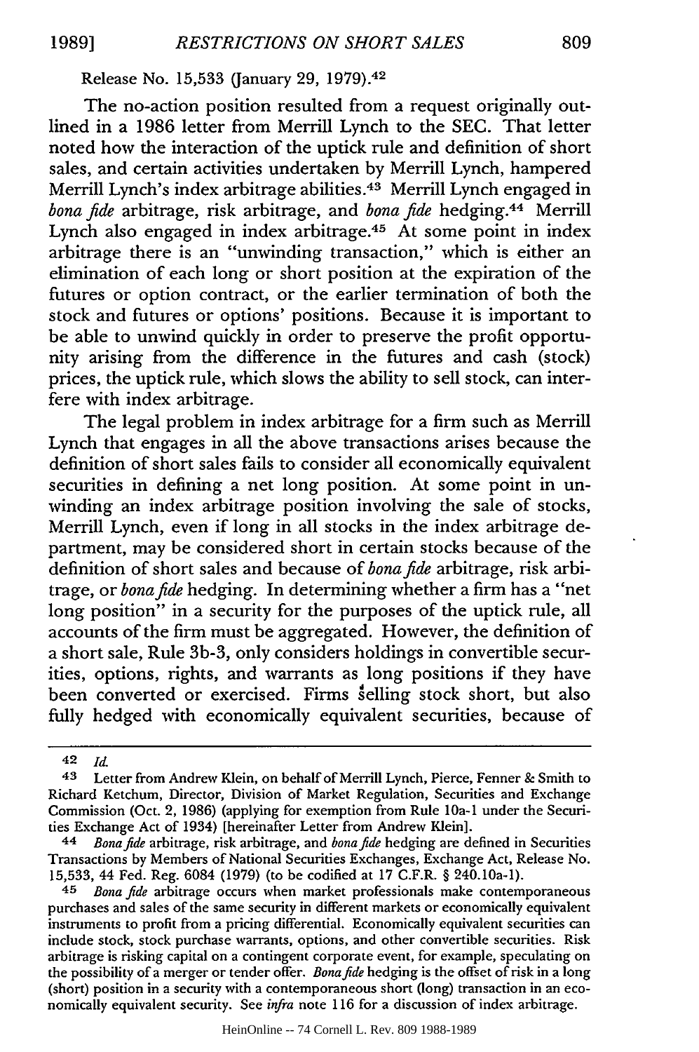Release No. 15,533 (January 29, 1979).[42]

The no-action position resulted from a request originally outlined in a 1986 letter from Merrill Lynch to the SEC. That letter noted how the interaction of the uptick rule and definition of short sales, and certain activities undertaken by Merrill Lynch, hampered Merrill Lynch's index arbitrage abilities.[43] Merrill Lynch engaged in *bona fide* arbitrage, risk arbitrage, and *bona fide* hedging.[44] Merrill Lynch also engaged in index arbitrage.[45] At some point in index arbitrage there is an "unwinding transaction," which is either an elimination of each long or short position at the expiration of the futures or option contract, or the earlier termination of both the stock and futures or options' positions. Because it is important to be able to unwind quickly in order to preserve the profit opportunity arising from the difference in the futures and cash (stock) prices, the uptick rule, which slows the ability to sell stock, can interfere with index arbitrage.

The legal problem in index arbitrage for a firm such as Merrill Lynch that engages in all the above transactions arises because the definition of short sales fails to consider all economically equivalent securities in defining a net long position. At some point in unwinding an index arbitrage position involving the sale of stocks, Merrill Lynch, even if long in all stocks in the index arbitrage department, may be considered short in certain stocks because of the definition of short sales and because of *bona fide* arbitrage, risk arbitrage, or *bona fide* hedging. In determining whether a firm has a "net long position" in a security for the purposes of the uptick rule, all accounts of the firm must be aggregated. However, the definition of a short sale, Rule 3b-3, only considers holdings in convertible securities, options, rights, and warrants as long positions if they have been converted or exercised. Firms selling stock short, but also fully hedged with economically equivalent securities, because of

---

42 *Id.*

43 Letter from Andrew Klein, on behalf of Merrill Lynch, Pierce, Fenner & Smith to Richard Ketchum, Director, Division of Market Regulation, Securities and Exchange Commission (Oct. 2, 1986) (applying for exemption from Rule 10a-1 under the Securities Exchange Act of 1934) [hereinafter Letter from Andrew Klein].

44 *Bona fide* arbitrage, risk arbitrage, and *bona fide* hedging are defined in Securities Transactions by Members of National Securities Exchanges, Exchange Act, Release No. 15,533, 44 Fed. Reg. 6084 (1979) (to be codified at 17 C.F.R. § 240.10a-1).

45 *Bona fide* arbitrage occurs when market professionals make contemporaneous purchases and sales of the same security in different markets or economically equivalent instruments to profit from a pricing differential. Economically equivalent securities can include stock, stock purchase warrants, options, and other convertible securities. Risk arbitrage is risking capital on a contingent corporate event, for example, speculating on the possibility of a merger or tender offer. *Bona fide* hedging is the offset of risk in a long (short) position in a security with a contemporaneous short (long) transaction in an economically equivalent security. See *infra* note 116 for a discussion of index arbitrage.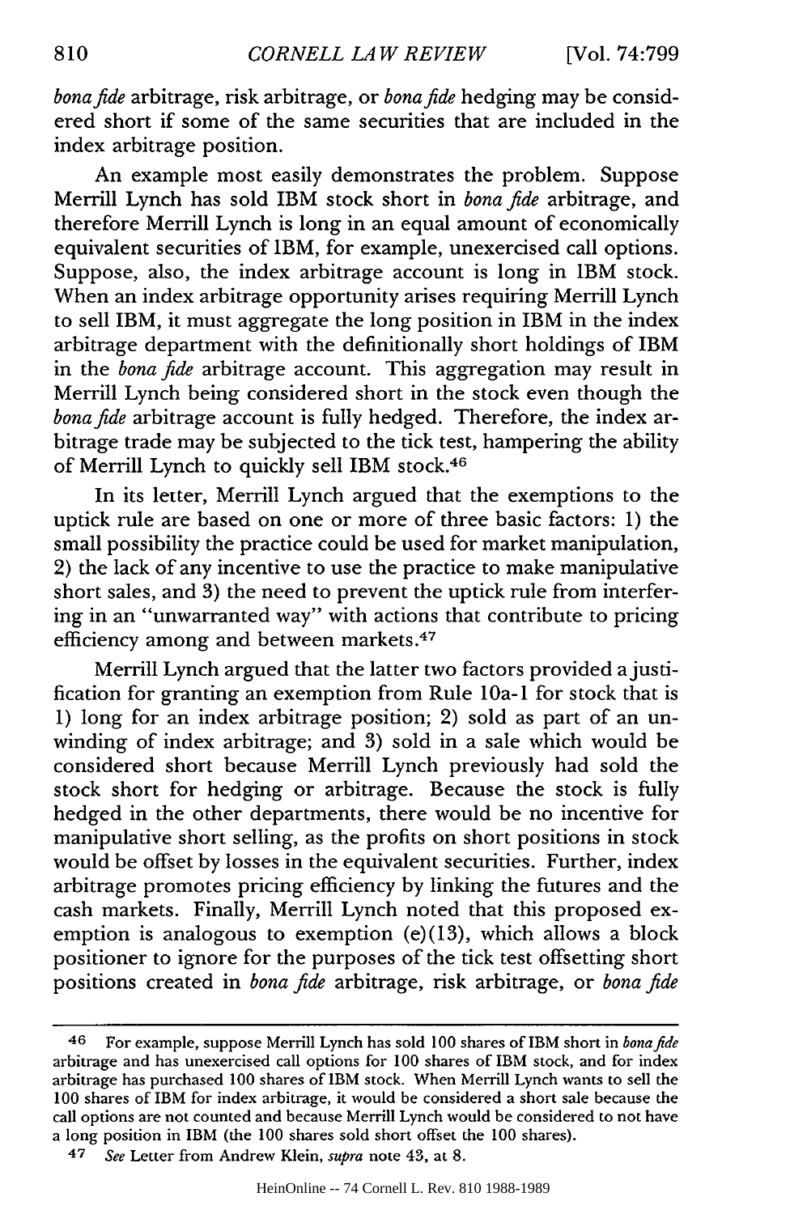*bona fide* arbitrage, risk arbitrage, or *bona fide* hedging may be considered short if some of the same securities that are included in the index arbitrage position.

An example most easily demonstrates the problem. Suppose Merrill Lynch has sold IBM stock short in *bona fide* arbitrage, and therefore Merrill Lynch is long in an equal amount of economically equivalent securities of IBM, for example, unexercised call options. Suppose, also, the index arbitrage account is long in IBM stock. When an index arbitrage opportunity arises requiring Merrill Lynch to sell IBM, it must aggregate the long position in IBM in the index arbitrage department with the definitionally short holdings of IBM in the *bona fide* arbitrage account. This aggregation may result in Merrill Lynch being considered short in the stock even though the *bona fide* arbitrage account is fully hedged. Therefore, the index arbitrage trade may be subjected to the tick test, hampering the ability of Merrill Lynch to quickly sell IBM stock.[46]

In its letter, Merrill Lynch argued that the exemptions to the uptick rule are based on one or more of three basic factors: 1) the small possibility the practice could be used for market manipulation, 2) the lack of any incentive to use the practice to make manipulative short sales, and 3) the need to prevent the uptick rule from interfering in an "unwarranted way" with actions that contribute to pricing efficiency among and between markets.[47]

Merrill Lynch argued that the latter two factors provided a justification for granting an exemption from Rule 10a-1 for stock that is 1) long for an index arbitrage position; 2) sold as part of an unwinding of index arbitrage; and 3) sold in a sale which would be considered short because Merrill Lynch previously had sold the stock short for hedging or arbitrage. Because the stock is fully hedged in the other departments, there would be no incentive for manipulative short selling, as the profits on short positions in stock would be offset by losses in the equivalent securities. Further, index arbitrage promotes pricing efficiency by linking the futures and the cash markets. Finally, Merrill Lynch noted that this proposed exemption is analogous to exemption (e)(13), which allows a block positioner to ignore for the purposes of the tick test offsetting short positions created in *bona fide* arbitrage, risk arbitrage, or *bona fide*

---

[46] For example, suppose Merrill Lynch has sold 100 shares of IBM short in *bona fide* arbitrage and has unexercised call options for 100 shares of IBM stock, and for index arbitrage has purchased 100 shares of IBM stock. When Merrill Lynch wants to sell the 100 shares of IBM for index arbitrage, it would be considered a short sale because the call options are not counted and because Merrill Lynch would be considered to not have a long position in IBM (the 100 shares sold short offset the 100 shares).

[47] *See* Letter from Andrew Klein, *supra* note 43, at 8.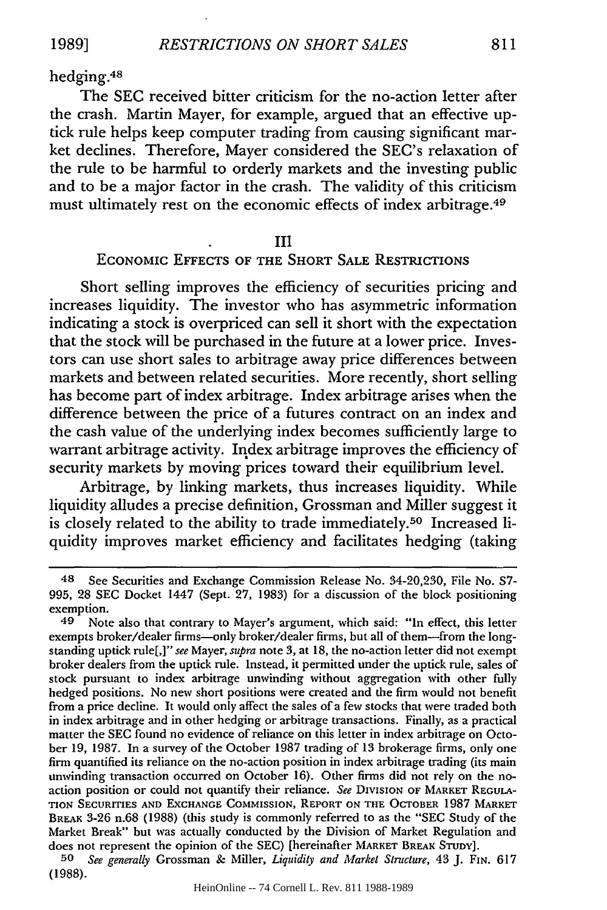hedging.[48]

The SEC received bitter criticism for the no-action letter after the crash. Martin Mayer, for example, argued that an effective up-tick rule helps keep computer trading from causing significant market declines. Therefore, Mayer considered the SEC's relaxation of the rule to be harmful to orderly markets and the investing public and to be a major factor in the crash. The validity of this criticism must ultimately rest on the economic effects of index arbitrage.[49]

## III
## ECONOMIC EFFECTS OF THE SHORT SALE RESTRICTIONS

Short selling improves the efficiency of securities pricing and increases liquidity. The investor who has asymmetric information indicating a stock is overpriced can sell it short with the expectation that the stock will be purchased in the future at a lower price. Investors can use short sales to arbitrage away price differences between markets and between related securities. More recently, short selling has become part of index arbitrage. Index arbitrage arises when the difference between the price of a futures contract on an index and the cash value of the underlying index becomes sufficiently large to warrant arbitrage activity. Index arbitrage improves the efficiency of security markets by moving prices toward their equilibrium level.

Arbitrage, by linking markets, thus increases liquidity. While liquidity alludes a precise definition, Grossman and Miller suggest it is closely related to the ability to trade immediately.[50] Increased liquidity improves market efficiency and facilitates hedging (taking

---

[48] See Securities and Exchange Commission Release No. 34-20,230, File No. S7-995, 28 SEC Docket 1447 (Sept. 27, 1983) for a discussion of the block positioning exemption.

[49] Note also that contrary to Mayer's argument, which said: "In effect, this letter exempts broker/dealer firms—only broker/dealer firms, but all of them—from the long-standing uptick rule[,]" *see* Mayer, *supra* note 3, at 18, the no-action letter did not exempt broker dealers from the uptick rule. Instead, it permitted under the uptick rule, sales of stock pursuant to index arbitrage unwinding without aggregation with other fully hedged positions. No new short positions were created and the firm would not benefit from a price decline. It would only affect the sales of a few stocks that were traded both in index arbitrage and in other hedging or arbitrage transactions. Finally, as a practical matter the SEC found no evidence of reliance on this letter in index arbitrage on October 19, 1987. In a survey of the October 1987 trading of 13 brokerage firms, only one firm quantified its reliance on the no-action position in index arbitrage trading (its main unwinding transaction occurred on October 16). Other firms did not rely on the no-action position or could not quantify their reliance. *See* DIVISION OF MARKET REGULATION SECURITIES AND EXCHANGE COMMISSION, REPORT ON THE OCTOBER 1987 MARKET BREAK 3-26 n.68 (1988) (this study is commonly referred to as the "SEC Study of the Market Break" but was actually conducted by the Division of Market Regulation and does not represent the opinion of the SEC) [hereinafter MARKET BREAK STUDY].

[50] *See generally* Grossman & Miller, *Liquidity and Market Structure*, 43 J. FIN. 617 (1988).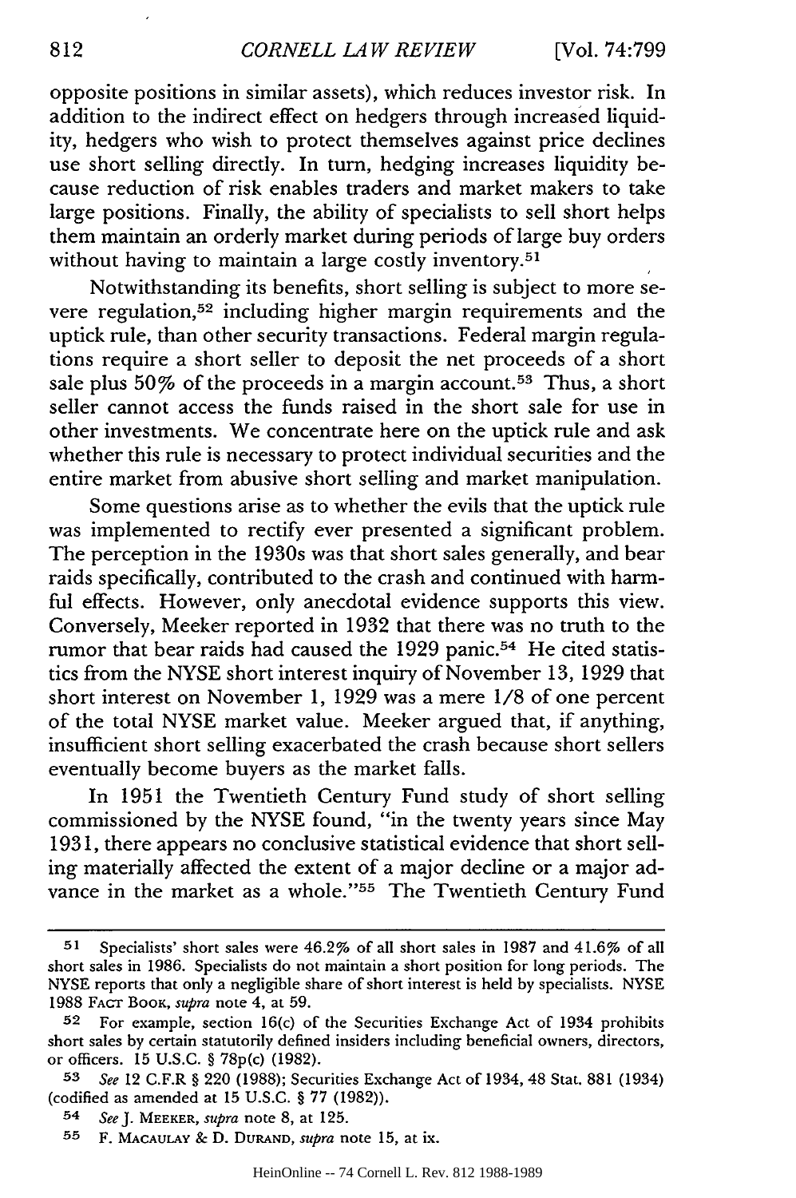opposite positions in similar assets), which reduces investor risk. In addition to the indirect effect on hedgers through increased liquidity, hedgers who wish to protect themselves against price declines use short selling directly. In turn, hedging increases liquidity because reduction of risk enables traders and market makers to take large positions. Finally, the ability of specialists to sell short helps them maintain an orderly market during periods of large buy orders without having to maintain a large costly inventory.[51]

Notwithstanding its benefits, short selling is subject to more severe regulation,[52] including higher margin requirements and the uptick rule, than other security transactions. Federal margin regulations require a short seller to deposit the net proceeds of a short sale plus 50% of the proceeds in a margin account.[53] Thus, a short seller cannot access the funds raised in the short sale for use in other investments. We concentrate here on the uptick rule and ask whether this rule is necessary to protect individual securities and the entire market from abusive short selling and market manipulation.

Some questions arise as to whether the evils that the uptick rule was implemented to rectify ever presented a significant problem. The perception in the 1930s was that short sales generally, and bear raids specifically, contributed to the crash and continued with harmful effects. However, only anecdotal evidence supports this view. Conversely, Meeker reported in 1932 that there was no truth to the rumor that bear raids had caused the 1929 panic.[54] He cited statistics from the NYSE short interest inquiry of November 13, 1929 that short interest on November 1, 1929 was a mere 1/8 of one percent of the total NYSE market value. Meeker argued that, if anything, insufficient short selling exacerbated the crash because short sellers eventually become buyers as the market falls.

In 1951 the Twentieth Century Fund study of short selling commissioned by the NYSE found, "in the twenty years since May 1931, there appears no conclusive statistical evidence that short selling materially affected the extent of a major decline or a major advance in the market as a whole."[55] The Twentieth Century Fund

---

51 Specialists' short sales were 46.2% of all short sales in 1987 and 41.6% of all short sales in 1986. Specialists do not maintain a short position for long periods. The NYSE reports that only a negligible share of short interest is held by specialists. NYSE 1988 FACT BOOK, *supra* note 4, at 59.

52 For example, section 16(c) of the Securities Exchange Act of 1934 prohibits short sales by certain statutorily defined insiders including beneficial owners, directors, or officers. 15 U.S.C. § 78p(c) (1982).

53 *See* 12 C.F.R § 220 (1988); Securities Exchange Act of 1934, 48 Stat. 881 (1934) (codified as amended at 15 U.S.C. § 77 (1982)).

54 *See* J. MEEKER, *supra* note 8, at 125.

55 F. MACAULAY & D. DURAND, *supra* note 15, at ix.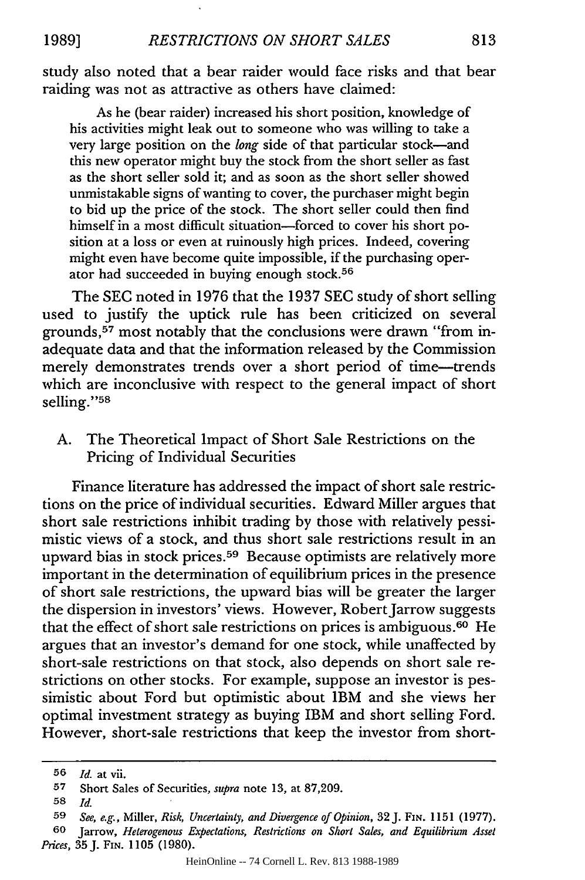study also noted that a bear raider would face risks and that bear raiding was not as attractive as others have claimed:

> As he (bear raider) increased his short position, knowledge of his activities might leak out to someone who was willing to take a very large position on the *long* side of that particular stock—and this new operator might buy the stock from the short seller as fast as the short seller sold it; and as soon as the short seller showed unmistakable signs of wanting to cover, the purchaser might begin to bid up the price of the stock. The short seller could then find himself in a most difficult situation—forced to cover his short position at a loss or even at ruinously high prices. Indeed, covering might even have become quite impossible, if the purchasing operator had succeeded in buying enough stock.[56]

The SEC noted in 1976 that the 1937 SEC study of short selling used to justify the uptick rule has been criticized on several grounds,[57] most notably that the conclusions were drawn "from inadequate data and that the information released by the Commission merely demonstrates trends over a short period of time—trends which are inconclusive with respect to the general impact of short selling."[58]

### A. The Theoretical Impact of Short Sale Restrictions on the Pricing of Individual Securities

Finance literature has addressed the impact of short sale restrictions on the price of individual securities. Edward Miller argues that short sale restrictions inhibit trading by those with relatively pessimistic views of a stock, and thus short sale restrictions result in an upward bias in stock prices.[59] Because optimists are relatively more important in the determination of equilibrium prices in the presence of short sale restrictions, the upward bias will be greater the larger the dispersion in investors' views. However, Robert Jarrow suggests that the effect of short sale restrictions on prices is ambiguous.[60] He argues that an investor's demand for one stock, while unaffected by short-sale restrictions on that stock, also depends on short sale restrictions on other stocks. For example, suppose an investor is pessimistic about Ford but optimistic about IBM and she views her optimal investment strategy as buying IBM and short selling Ford. However, short-sale restrictions that keep the investor from short-

---

56 *Id.* at vii.

57 Short Sales of Securities, *supra* note 13, at 87,209.

58 *Id.*

59 *See, e.g.*, Miller, *Risk, Uncertainty, and Divergence of Opinion*, 32 J. FIN. 1151 (1977).

60 Jarrow, *Heterogenous Expectations, Restrictions on Short Sales, and Equilibrium Asset Prices*, 35 J. FIN. 1105 (1980).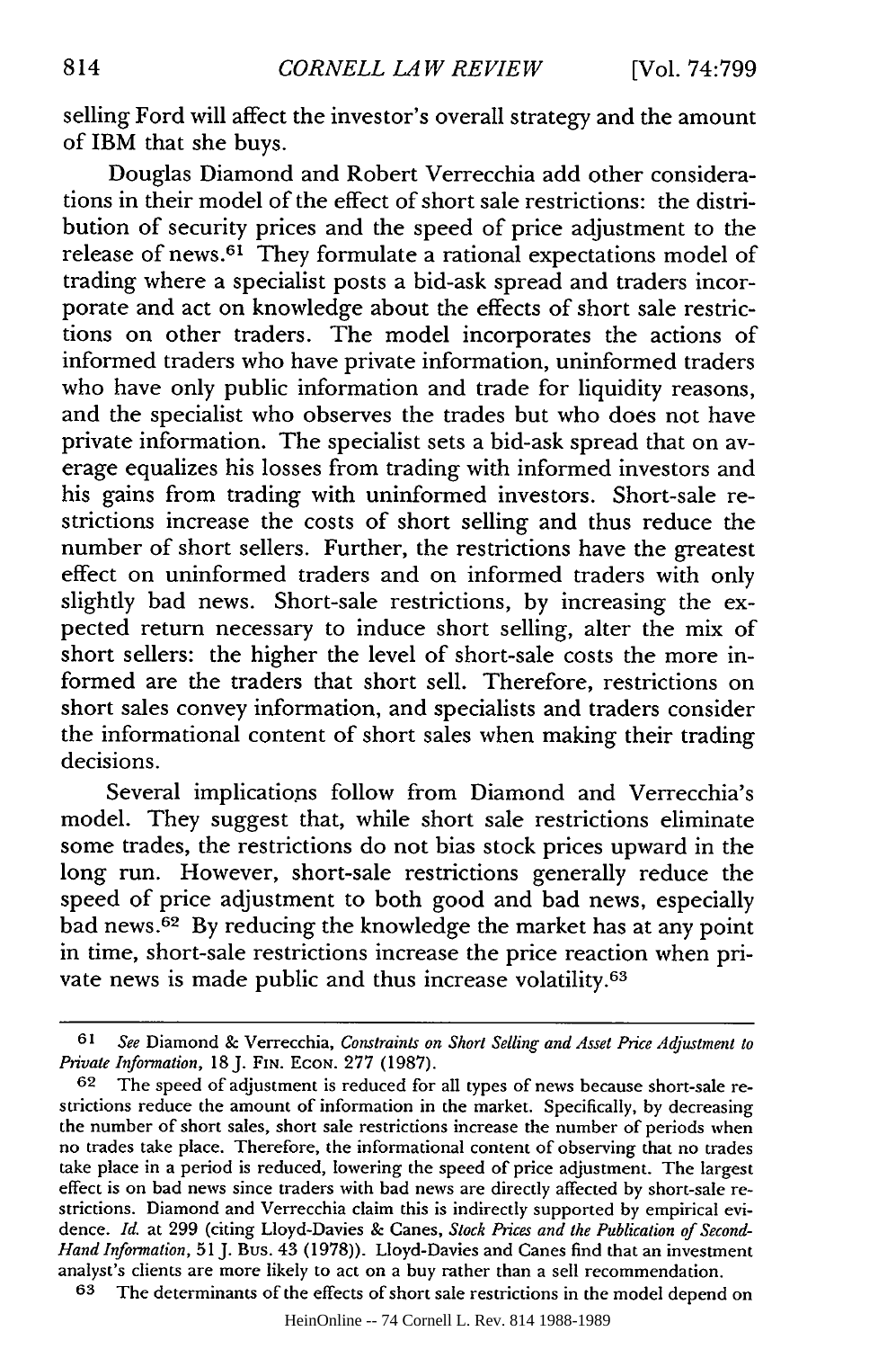selling Ford will affect the investor's overall strategy and the amount of IBM that she buys.

Douglas Diamond and Robert Verrecchia add other considerations in their model of the effect of short sale restrictions: the distribution of security prices and the speed of price adjustment to the release of news.[61] They formulate a rational expectations model of trading where a specialist posts a bid-ask spread and traders incorporate and act on knowledge about the effects of short sale restrictions on other traders. The model incorporates the actions of informed traders who have private information, uninformed traders who have only public information and trade for liquidity reasons, and the specialist who observes the trades but who does not have private information. The specialist sets a bid-ask spread that on average equalizes his losses from trading with informed investors and his gains from trading with uninformed investors. Short-sale restrictions increase the costs of short selling and thus reduce the number of short sellers. Further, the restrictions have the greatest effect on uninformed traders and on informed traders with only slightly bad news. Short-sale restrictions, by increasing the expected return necessary to induce short selling, alter the mix of short sellers: the higher the level of short-sale costs the more informed are the traders that short sell. Therefore, restrictions on short sales convey information, and specialists and traders consider the informational content of short sales when making their trading decisions.

Several implications follow from Diamond and Verrecchia's model. They suggest that, while short sale restrictions eliminate some trades, the restrictions do not bias stock prices upward in the long run. However, short-sale restrictions generally reduce the speed of price adjustment to both good and bad news, especially bad news.[62] By reducing the knowledge the market has at any point in time, short-sale restrictions increase the price reaction when private news is made public and thus increase volatility.[63]

---

61 *See* Diamond & Verrecchia, *Constraints on Short Selling and Asset Price Adjustment to Private Information*, 18 J. FIN. ECON. 277 (1987).

62 The speed of adjustment is reduced for all types of news because short-sale restrictions reduce the amount of information in the market. Specifically, by decreasing the number of short sales, short sale restrictions increase the number of periods when no trades take place. Therefore, the informational content of observing that no trades take place in a period is reduced, lowering the speed of price adjustment. The largest effect is on bad news since traders with bad news are directly affected by short-sale restrictions. Diamond and Verrecchia claim this is indirectly supported by empirical evidence. *Id.* at 299 (citing Lloyd-Davies & Canes, *Stock Prices and the Publication of Second-Hand Information*, 51 J. BUS. 43 (1978)). Lloyd-Davies and Canes find that an investment analyst's clients are more likely to act on a buy rather than a sell recommendation.

63 The determinants of the effects of short sale restrictions in the model depend on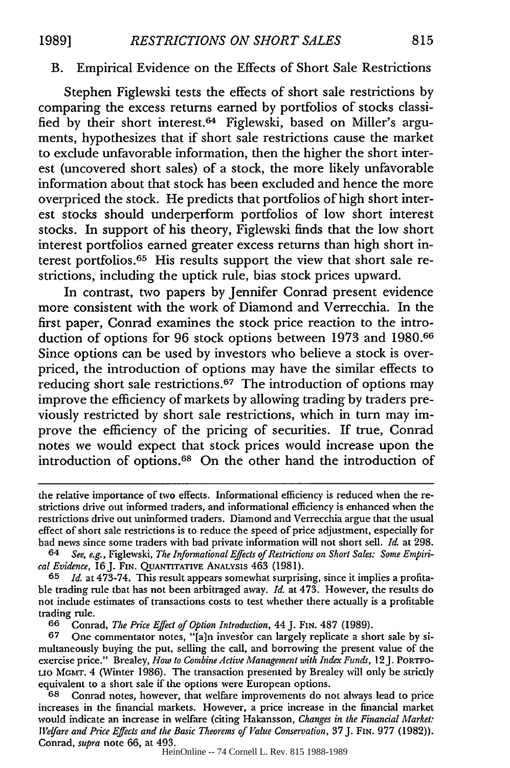### B. Empirical Evidence on the Effects of Short Sale Restrictions

Stephen Figlewski tests the effects of short sale restrictions by comparing the excess returns earned by portfolios of stocks classified by their short interest.[64] Figlewski, based on Miller's arguments, hypothesizes that if short sale restrictions cause the market to exclude unfavorable information, then the higher the short interest (uncovered short sales) of a stock, the more likely unfavorable information about that stock has been excluded and hence the more overpriced the stock. He predicts that portfolios of high short interest stocks should underperform portfolios of low short interest stocks. In support of his theory, Figlewski finds that the low short interest portfolios earned greater excess returns than high short interest portfolios.[65] His results support the view that short sale restrictions, including the uptick rule, bias stock prices upward.

In contrast, two papers by Jennifer Conrad present evidence more consistent with the work of Diamond and Verrecchia. In the first paper, Conrad examines the stock price reaction to the introduction of options for 96 stock options between 1973 and 1980.[66] Since options can be used by investors who believe a stock is overpriced, the introduction of options may have the similar effects to reducing short sale restrictions.[67] The introduction of options may improve the efficiency of markets by allowing trading by traders previously restricted by short sale restrictions, which in turn may improve the efficiency of the pricing of securities. If true, Conrad notes we would expect that stock prices would increase upon the introduction of options.[68] On the other hand the introduction of

---

the relative importance of two effects. Informational efficiency is reduced when the restrictions drive out informed traders, and informational efficiency is enhanced when the restrictions drive out uninformed traders. Diamond and Verrecchia argue that the usual effect of short sale restrictions is to reduce the speed of price adjustment, especially for bad news since some traders with bad private information will not short sell. *Id.* at 298.

64 *See, e.g.*, Figlewski, *The Informational Effects of Restrictions on Short Sales: Some Empirical Evidence*, 16 J. FIN. QUANTITATIVE ANALYSIS 463 (1981).

65 *Id.* at 473-74. This result appears somewhat surprising, since it implies a profitable trading rule that has not been arbitraged away. *Id.* at 473. However, the results do not include estimates of transactions costs to test whether there actually is a profitable trading rule.

66 Conrad, *The Price Effect of Option Introduction*, 44 J. FIN. 487 (1989).

67 One commentator notes, "[a]n investor can largely replicate a short sale by simultaneously buying the put, selling the call, and borrowing the present value of the exercise price." Brealey, *How to Combine Active Management with Index Funds*, 12 J. PORTFOLIO MGMT. 4 (Winter 1986). The transaction presented by Brealey will only be strictly equivalent to a short sale if the options were European options.

68 Conrad notes, however, that welfare improvements do not always lead to price increases in the financial markets. However, a price increase in the financial market would indicate an increase in welfare (citing Hakansson, *Changes in the Financial Market: Welfare and Price Effects and the Basic Theorems of Value Conservation*, 37 J. FIN. 977 (1982)). Conrad, *supra* note 66, at 493.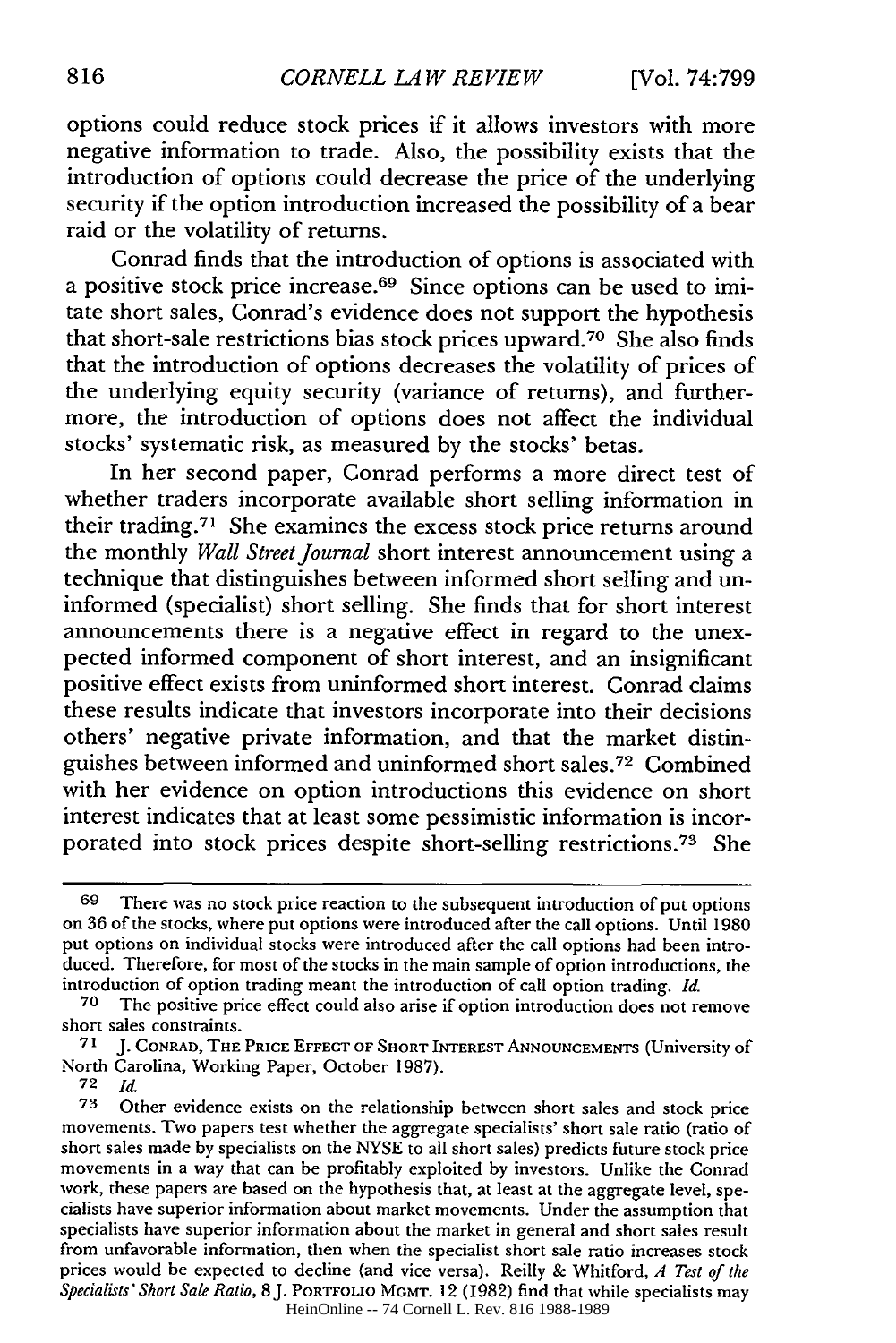options could reduce stock prices if it allows investors with more negative information to trade. Also, the possibility exists that the introduction of options could decrease the price of the underlying security if the option introduction increased the possibility of a bear raid or the volatility of returns.

Conrad finds that the introduction of options is associated with a positive stock price increase.[69] Since options can be used to imitate short sales, Conrad's evidence does not support the hypothesis that short-sale restrictions bias stock prices upward.[70] She also finds that the introduction of options decreases the volatility of prices of the underlying equity security (variance of returns), and furthermore, the introduction of options does not affect the individual stocks' systematic risk, as measured by the stocks' betas.

In her second paper, Conrad performs a more direct test of whether traders incorporate available short selling information in their trading.[71] She examines the excess stock price returns around the monthly *Wall Street Journal* short interest announcement using a technique that distinguishes between informed short selling and uninformed (specialist) short selling. She finds that for short interest announcements there is a negative effect in regard to the unexpected informed component of short interest, and an insignificant positive effect exists from uninformed short interest. Conrad claims these results indicate that investors incorporate into their decisions others' negative private information, and that the market distinguishes between informed and uninformed short sales.[72] Combined with her evidence on option introductions this evidence on short interest indicates that at least some pessimistic information is incorporated into stock prices despite short-selling restrictions.[73] She

---

[69] There was no stock price reaction to the subsequent introduction of put options on 36 of the stocks, where put options were introduced after the call options. Until 1980 put options on individual stocks were introduced after the call options had been introduced. Therefore, for most of the stocks in the main sample of option introductions, the introduction of option trading meant the introduction of call option trading. *Id.*

[70] The positive price effect could also arise if option introduction does not remove short sales constraints.

[71] J. CONRAD, THE PRICE EFFECT OF SHORT INTEREST ANNOUNCEMENTS (University of North Carolina, Working Paper, October 1987).

[72] *Id.*

[73] Other evidence exists on the relationship between short sales and stock price movements. Two papers test whether the aggregate specialists' short sale ratio (ratio of short sales made by specialists on the NYSE to all short sales) predicts future stock price movements in a way that can be profitably exploited by investors. Unlike the Conrad work, these papers are based on the hypothesis that, at least at the aggregate level, specialists have superior information about market movements. Under the assumption that specialists have superior information about the market in general and short sales result from unfavorable information, then when the specialist short sale ratio increases stock prices would be expected to decline (and vice versa). Reilly & Whitford, *A Test of the Specialists' Short Sale Ratio*, 8 J. PORTFOLIO MGMT. 12 (1982) find that while specialists may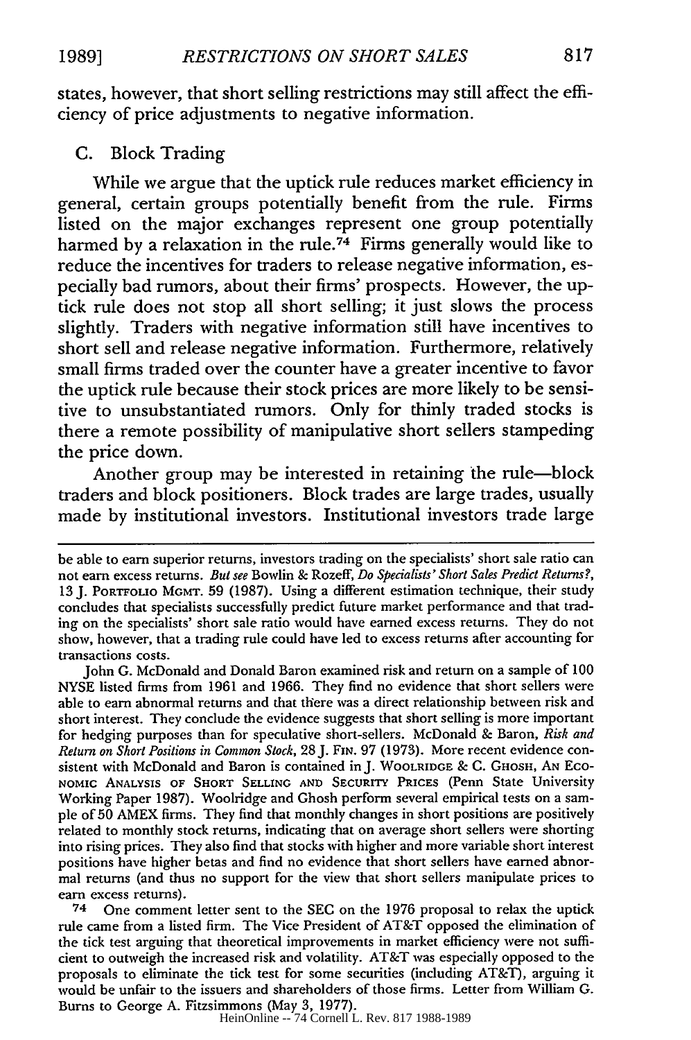states, however, that short selling restrictions may still affect the efficiency of price adjustments to negative information.

## C. Block Trading

While we argue that the uptick rule reduces market efficiency in general, certain groups potentially benefit from the rule. Firms listed on the major exchanges represent one group potentially harmed by a relaxation in the rule.[74] Firms generally would like to reduce the incentives for traders to release negative information, especially bad rumors, about their firms' prospects. However, the uptick rule does not stop all short selling; it just slows the process slightly. Traders with negative information still have incentives to short sell and release negative information. Furthermore, relatively small firms traded over the counter have a greater incentive to favor the uptick rule because their stock prices are more likely to be sensitive to unsubstantiated rumors. Only for thinly traded stocks is there a remote possibility of manipulative short sellers stampeding the price down.

Another group may be interested in retaining the rule—block traders and block positioners. Block trades are large trades, usually made by institutional investors. Institutional investors trade large

---

be able to earn superior returns, investors trading on the specialists' short sale ratio can not earn excess returns. *But see* Bowlin & Rozeff, *Do Specialists' Short Sales Predict Returns?*, 13 J. PORTFOLIO MGMT. 59 (1987). Using a different estimation technique, their study concludes that specialists successfully predict future market performance and that trading on the specialists' short sale ratio would have earned excess returns. They do not show, however, that a trading rule could have led to excess returns after accounting for transactions costs.

John G. McDonald and Donald Baron examined risk and return on a sample of 100 NYSE listed firms from 1961 and 1966. They find no evidence that short sellers were able to earn abnormal returns and that there was a direct relationship between risk and short interest. They conclude the evidence suggests that short selling is more important for hedging purposes than for speculative short-sellers. McDonald & Baron, *Risk and Return on Short Positions in Common Stock*, 28 J. FIN. 97 (1973). More recent evidence consistent with McDonald and Baron is contained in J. WOOLRIDGE & C. GHOSH, AN ECONOMIC ANALYSIS OF SHORT SELLING AND SECURITY PRICES (Penn State University Working Paper 1987). Woolridge and Ghosh perform several empirical tests on a sample of 50 AMEX firms. They find that monthly changes in short positions are positively related to monthly stock returns, indicating that on average short sellers were shorting into rising prices. They also find that stocks with higher and more variable short interest positions have higher betas and find no evidence that short sellers have earned abnormal returns (and thus no support for the view that short sellers manipulate prices to earn excess returns).

74 One comment letter sent to the SEC on the 1976 proposal to relax the uptick rule came from a listed firm. The Vice President of AT&T opposed the elimination of the tick test arguing that theoretical improvements in market efficiency were not sufficient to outweigh the increased risk and volatility. AT&T was especially opposed to the proposals to eliminate the tick test for some securities (including AT&T), arguing it would be unfair to the issuers and shareholders of those firms. Letter from William G. Burns to George A. Fitzsimmons (May 3, 1977).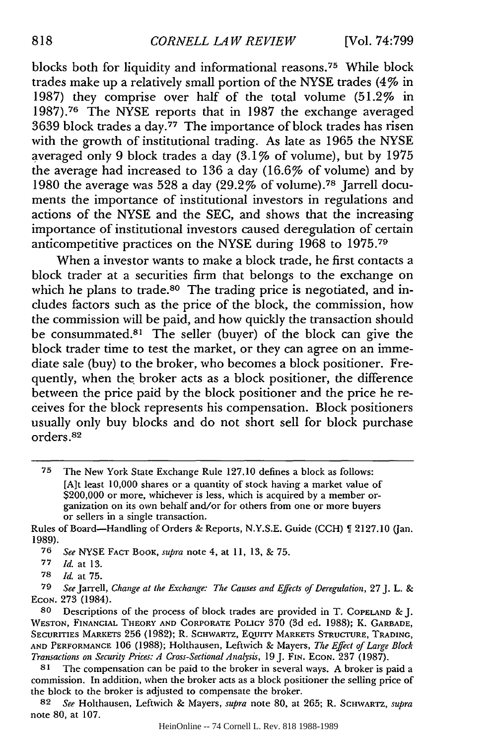blocks both for liquidity and informational reasons.[75] While block trades make up a relatively small portion of the NYSE trades (4% in 1987) they comprise over half of the total volume (51.2% in 1987).[76] The NYSE reports that in 1987 the exchange averaged 3639 block trades a day.[77] The importance of block trades has risen with the growth of institutional trading. As late as 1965 the NYSE averaged only 9 block trades a day (3.1% of volume), but by 1975 the average had increased to 136 a day (16.6% of volume) and by 1980 the average was 528 a day (29.2% of volume).[78] Jarrell documents the importance of institutional investors in regulations and actions of the NYSE and the SEC, and shows that the increasing importance of institutional investors caused deregulation of certain anticompetitive practices on the NYSE during 1968 to 1975.[79]

When a investor wants to make a block trade, he first contacts a block trader at a securities firm that belongs to the exchange on which he plans to trade.[80] The trading price is negotiated, and includes factors such as the price of the block, the commission, how the commission will be paid, and how quickly the transaction should be consummated.[81] The seller (buyer) of the block can give the block trader time to test the market, or they can agree on an immediate sale (buy) to the broker, who becomes a block positioner. Frequently, when the broker acts as a block positioner, the difference between the price paid by the block positioner and the price he receives for the block represents his compensation. Block positioners usually only buy blocks and do not short sell for block purchase orders.[82]

---

75 The New York State Exchange Rule 127.10 defines a block as follows:

> [A]t least 10,000 shares or a quantity of stock having a market value of $200,000 or more, whichever is less, which is acquired by a member organization on its own behalf and/or for others from one or more buyers or sellers in a single transaction.

Rules of Board—Handling of Orders & Reports, N.Y.S.E. Guide (CCH) ¶ 2127.10 (Jan. 1989).

76 *See* NYSE FACT BOOK, *supra* note 4, at 11, 13, & 75.

77 *Id.* at 13.

78 *Id.* at 75.

79 *See* Jarrell, *Change at the Exchange: The Causes and Effects of Deregulation*, 27 J. L. & ECON. 273 (1984).

80 Descriptions of the process of block trades are provided in T. COPELAND & J. WESTON, FINANCIAL THEORY AND CORPORATE POLICY 370 (3d ed. 1988); K. GARBADE, SECURITIES MARKETS 256 (1982); R. SCHWARTZ, EQUITY MARKETS STRUCTURE, TRADING, AND PERFORMANCE 106 (1988); Holthausen, Leftwich & Mayers, *The Effect of Large Block Transactions on Security Prices: A Cross-Sectional Analysis*, 19 J. FIN. ECON. 237 (1987).

81 The compensation can be paid to the broker in several ways. A broker is paid a commission. In addition, when the broker acts as a block positioner the selling price of the block to the broker is adjusted to compensate the broker.

82 *See* Holthausen, Leftwich & Mayers, *supra* note 80, at 265; R. SCHWARTZ, *supra* note 80, at 107.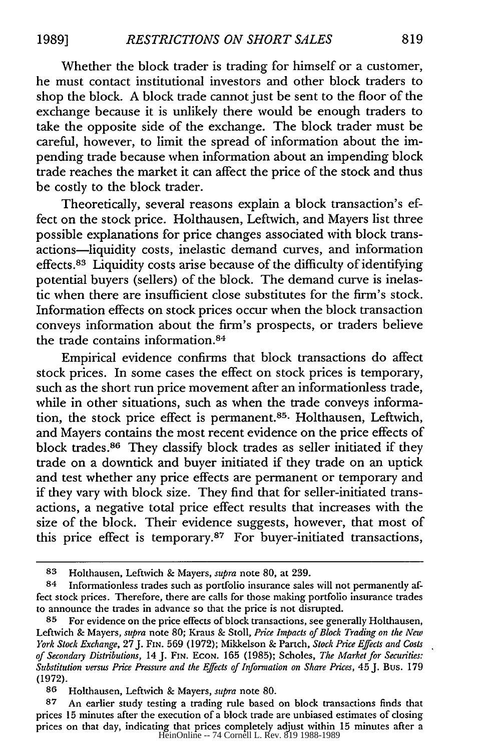Whether the block trader is trading for himself or a customer, he must contact institutional investors and other block traders to shop the block. A block trade cannot just be sent to the floor of the exchange because it is unlikely there would be enough traders to take the opposite side of the exchange. The block trader must be careful, however, to limit the spread of information about the impending trade because when information about an impending block trade reaches the market it can affect the price of the stock and thus be costly to the block trader.

Theoretically, several reasons explain a block transaction's effect on the stock price. Holthausen, Leftwich, and Mayers list three possible explanations for price changes associated with block transactions—liquidity costs, inelastic demand curves, and information effects.[83] Liquidity costs arise because of the difficulty of identifying potential buyers (sellers) of the block. The demand curve is inelastic when there are insufficient close substitutes for the firm's stock. Information effects on stock prices occur when the block transaction conveys information about the firm's prospects, or traders believe the trade contains information.[84]

Empirical evidence confirms that block transactions do affect stock prices. In some cases the effect on stock prices is temporary, such as the short run price movement after an informationless trade, while in other situations, such as when the trade conveys information, the stock price effect is permanent.[85] Holthausen, Leftwich, and Mayers contains the most recent evidence on the price effects of block trades.[86] They classify block trades as seller initiated if they trade on a downtick and buyer initiated if they trade on an uptick and test whether any price effects are permanent or temporary and if they vary with block size. They find that for seller-initiated transactions, a negative total price effect results that increases with the size of the block. Their evidence suggests, however, that most of this price effect is temporary.[87] For buyer-initiated transactions,

---

83 Holthausen, Leftwich & Mayers, *supra* note 80, at 239.

84 Informationless trades such as portfolio insurance sales will not permanently affect stock prices. Therefore, there are calls for those making portfolio insurance trades to announce the trades in advance so that the price is not disrupted.

85 For evidence on the price effects of block transactions, see generally Holthausen, Leftwich & Mayers, *supra* note 80; Kraus & Stoll, *Price Impacts of Block Trading on the New York Stock Exchange*, 27 J. FIN. 569 (1972); Mikkelson & Partch, *Stock Price Effects and Costs of Secondary Distributions*, 14 J. FIN. ECON. 165 (1985); Scholes, *The Market for Securities: Substitution versus Price Pressure and the Effects of Information on Share Prices*, 45 J. BUS. 179 (1972).

86 Holthausen, Leftwich & Mayers, *supra* note 80.

87 An earlier study testing a trading rule based on block transactions finds that prices 15 minutes after the execution of a block trade are unbiased estimates of closing prices on that day, indicating that prices completely adjust within 15 minutes after a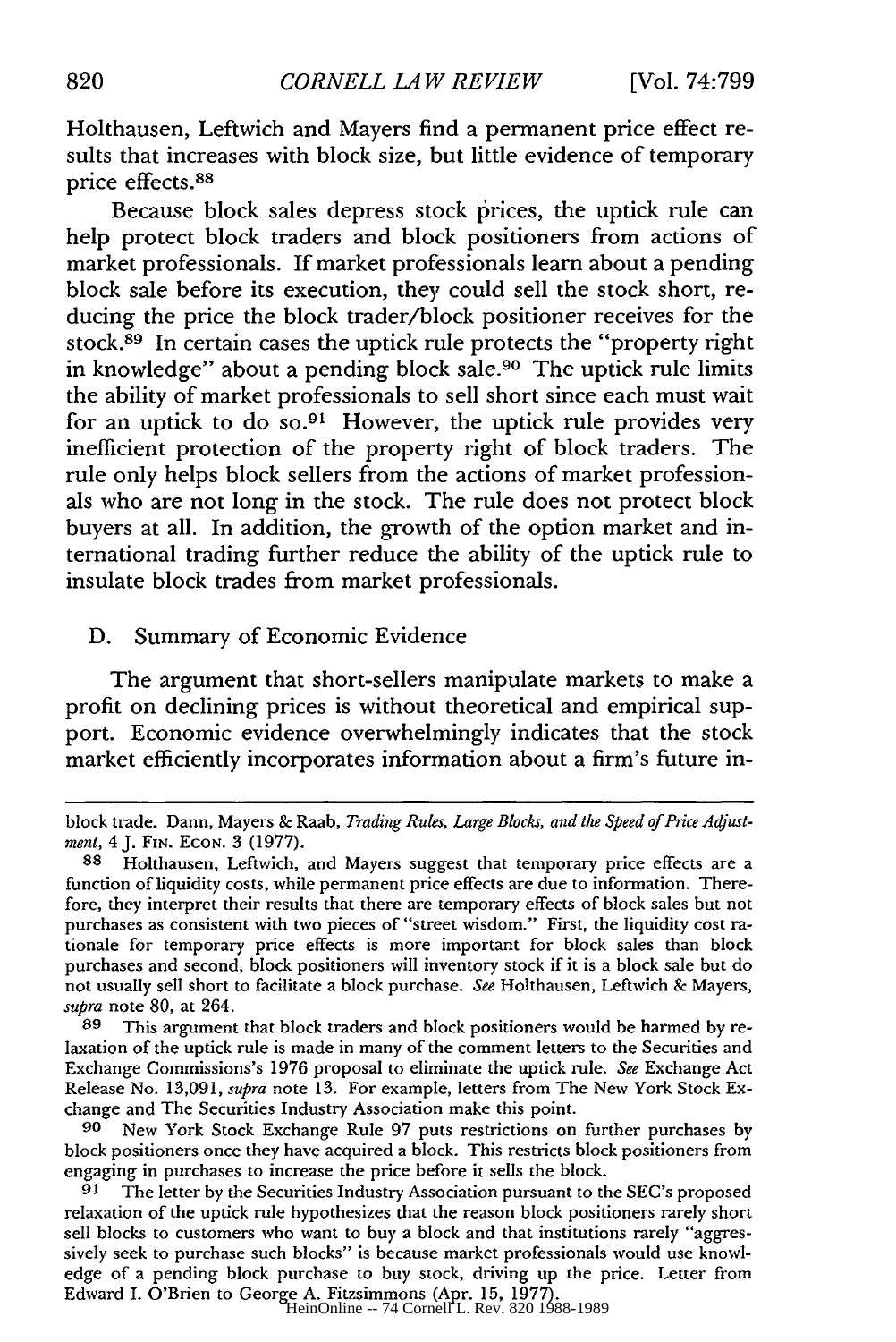Holthausen, Leftwich and Mayers find a permanent price effect results that increases with block size, but little evidence of temporary price effects.[88]

Because block sales depress stock prices, the uptick rule can help protect block traders and block positioners from actions of market professionals. If market professionals learn about a pending block sale before its execution, they could sell the stock short, reducing the price the block trader/block positioner receives for the stock.[89] In certain cases the uptick rule protects the "property right in knowledge" about a pending block sale.[90] The uptick rule limits the ability of market professionals to sell short since each must wait for an uptick to do so.[91] However, the uptick rule provides very inefficient protection of the property right of block traders. The rule only helps block sellers from the actions of market professionals who are not long in the stock. The rule does not protect block buyers at all. In addition, the growth of the option market and international trading further reduce the ability of the uptick rule to insulate block trades from market professionals.

### D. Summary of Economic Evidence

The argument that short-sellers manipulate markets to make a profit on declining prices is without theoretical and empirical support. Economic evidence overwhelmingly indicates that the stock market efficiently incorporates information about a firm's future in-

---

block trade. Dann, Mayers & Raab, *Trading Rules, Large Blocks, and the Speed of Price Adjustment*, 4 J. Fin. Econ. 3 (1977).

88 Holthausen, Leftwich, and Mayers suggest that temporary price effects are a function of liquidity costs, while permanent price effects are due to information. Therefore, they interpret their results that there are temporary effects of block sales but not purchases as consistent with two pieces of "street wisdom." First, the liquidity cost rationale for temporary price effects is more important for block sales than block purchases and second, block positioners will inventory stock if it is a block sale but do not usually sell short to facilitate a block purchase. *See* Holthausen, Leftwich & Mayers, *supra* note 80, at 264.

89 This argument that block traders and block positioners would be harmed by relaxation of the uptick rule is made in many of the comment letters to the Securities and Exchange Commissions's 1976 proposal to eliminate the uptick rule. *See* Exchange Act Release No. 13,091, *supra* note 13. For example, letters from The New York Stock Exchange and The Securities Industry Association make this point.

90 New York Stock Exchange Rule 97 puts restrictions on further purchases by block positioners once they have acquired a block. This restricts block positioners from engaging in purchases to increase the price before it sells the block.

91 The letter by the Securities Industry Association pursuant to the SEC's proposed relaxation of the uptick rule hypothesizes that the reason block positioners rarely short sell blocks to customers who want to buy a block and that institutions rarely "aggressively seek to purchase such blocks" is because market professionals would use knowledge of a pending block purchase to buy stock, driving up the price. Letter from Edward I. O'Brien to George A. Fitzsimmons (Apr. 15, 1977).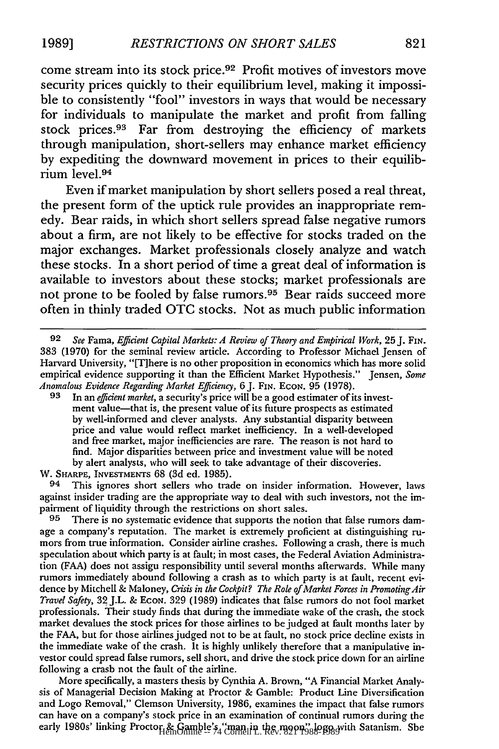come stream into its stock price.[92] Profit motives of investors move security prices quickly to their equilibrium level, making it impossible to consistently "fool" investors in ways that would be necessary for individuals to manipulate the market and profit from falling stock prices.[93] Far from destroying the efficiency of markets through manipulation, short-sellers may enhance market efficiency by expediting the downward movement in prices to their equilibrium level.[94]

Even if market manipulation by short sellers posed a real threat, the present form of the uptick rule provides an inappropriate remedy. Bear raids, in which short sellers spread false negative rumors about a firm, are not likely to be effective for stocks traded on the major exchanges. Market professionals closely analyze and watch these stocks. In a short period of time a great deal of information is available to investors about these stocks; market professionals are not prone to be fooled by false rumors.[95] Bear raids succeed more often in thinly traded OTC stocks. Not as much public information

---

[92] *See* Fama, *Efficient Capital Markets: A Review of Theory and Empirical Work*, 25 J. FIN. 383 (1970) for the seminal review article. According to Professor Michael Jensen of Harvard University, "[T]here is no other proposition in economics which has more solid empirical evidence supporting it than the Efficient Market Hypothesis." Jensen, *Some Anomalous Evidence Regarding Market Efficiency*, 6 J. FIN. ECON. 95 (1978).

[93] In an *efficient market*, a security's price will be a good estimater of its investment value—that is, the present value of its future prospects as estimated by well-informed and clever analysts. Any substantial disparity between price and value would reflect market inefficiency. In a well-developed and free market, major inefficiencies are rare. The reason is not hard to find. Major disparities between price and investment value will be noted by alert analysts, who will seek to take advantage of their discoveries.

W. SHARPE, INVESTMENTS 68 (3d ed. 1985).

[94] This ignores short sellers who trade on insider information. However, laws against insider trading are the appropriate way to deal with such investors, not the impairment of liquidity through the restrictions on short sales.

[95] There is no systematic evidence that supports the notion that false rumors damage a company's reputation. The market is extremely proficient at distinguishing rumors from true information. Consider airline crashes. Following a crash, there is much speculation about which party is at fault; in most cases, the Federal Aviation Administration (FAA) does not assigu responsibility until several months afterwards. While many rumors immediately abound following a crash as to which party is at fault, recent evidence by Mitchell & Maloney, *Crisis in the Cockpit? The Role of Market Forces in Promoting Air Travel Safety*, 32 J.L. & ECON. 329 (1989) indicates that false rumors do not fool market professionals. Their study finds that during the immediate wake of the crash, the stock market devalues the stock prices for those airlines to be judged at fault months later by the FAA, but for those airlines judged not to be at fault, no stock price decline exists in the immediate wake of the crash. It is highly unlikely therefore that a manipulative investor could spread false rumors, sell short, and drive the stock price down for an airline following a crasb not the fault of the airline.

More specifically, a masters thesis by Cynthia A. Brown, "A Financial Market Analysis of Managerial Decision Making at Proctor & Gamble: Product Line Diversification and Logo Removal," Clemson University, 1986, examines the impact that false rumors can have on a company's stock price in an examination of continual rumors during the early 1980s' linking Proctor & Gamble's "man in the moon" logo with Satanism. Sbe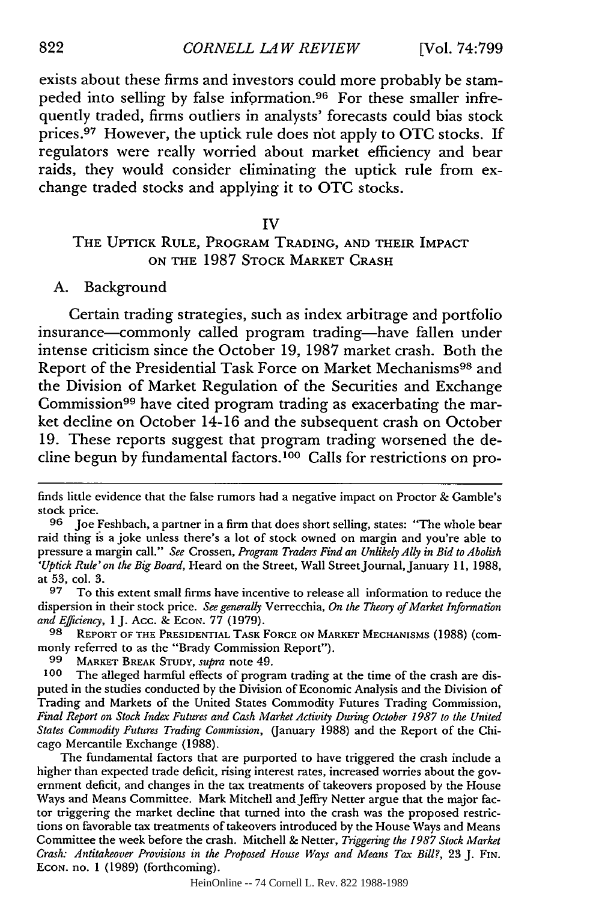exists about these firms and investors could more probably be stampeded into selling by false information.[96] For these smaller infrequently traded, firms outliers in analysts' forecasts could bias stock prices.[97] However, the uptick rule does not apply to OTC stocks. If regulators were really worried about market efficiency and bear raids, they would consider eliminating the uptick rule from exchange traded stocks and applying it to OTC stocks.

## IV
## THE UPTICK RULE, PROGRAM TRADING, AND THEIR IMPACT ON THE 1987 STOCK MARKET CRASH

### A. Background

Certain trading strategies, such as index arbitrage and portfolio insurance—commonly called program trading—have fallen under intense criticism since the October 19, 1987 market crash. Both the Report of the Presidential Task Force on Market Mechanisms[98] and the Division of Market Regulation of the Securities and Exchange Commission[99] have cited program trading as exacerbating the market decline on October 14-16 and the subsequent crash on October 19. These reports suggest that program trading worsened the decline begun by fundamental factors.[100] Calls for restrictions on pro-

---

finds little evidence that the false rumors had a negative impact on Proctor & Gamble's stock price.

[96] Joe Feshbach, a partner in a firm that does short selling, states: "The whole bear raid thing is a joke unless there's a lot of stock owned on margin and you're able to pressure a margin call." *See* Crossen, *Program Traders Find an Unlikely Ally in Bid to Abolish 'Uptick Rule' on the Big Board*, Heard on the Street, Wall Street Journal, January 11, 1988, at 53, col. 3.

[97] To this extent small firms have incentive to release all information to reduce the dispersion in their stock price. *See generally* Verrecchia, *On the Theory of Market Information and Efficiency*, 1 J. ACC. & ECON. 77 (1979).

[98] REPORT OF THE PRESIDENTIAL TASK FORCE ON MARKET MECHANISMS (1988) (commonly referred to as the "Brady Commission Report").

[99] MARKET BREAK STUDY, *supra* note 49.

[100] The alleged harmful effects of program trading at the time of the crash are disputed in the studies conducted by the Division of Economic Analysis and the Division of Trading and Markets of the United States Commodity Futures Trading Commission, *Final Report on Stock Index Futures and Cash Market Activity During October 1987 to the United States Commodity Futures Trading Commission*, (January 1988) and the Report of the Chicago Mercantile Exchange (1988).

The fundamental factors that are purported to have triggered the crash include a higher than expected trade deficit, rising interest rates, increased worries about the government deficit, and changes in the tax treatments of takeovers proposed by the House Ways and Means Committee. Mark Mitchell and Jeffry Netter argue that the major factor triggering the market decline that turned into the crash was the proposed restrictions on favorable tax treatments of takeovers introduced by the House Ways and Means Committee the week before the crash. Mitchell & Netter, *Triggering the 1987 Stock Market Crash: Antitakeover Provisions in the Proposed House Ways and Means Tax Bill?*, 23 J. FIN. ECON. no. 1 (1989) (forthcoming).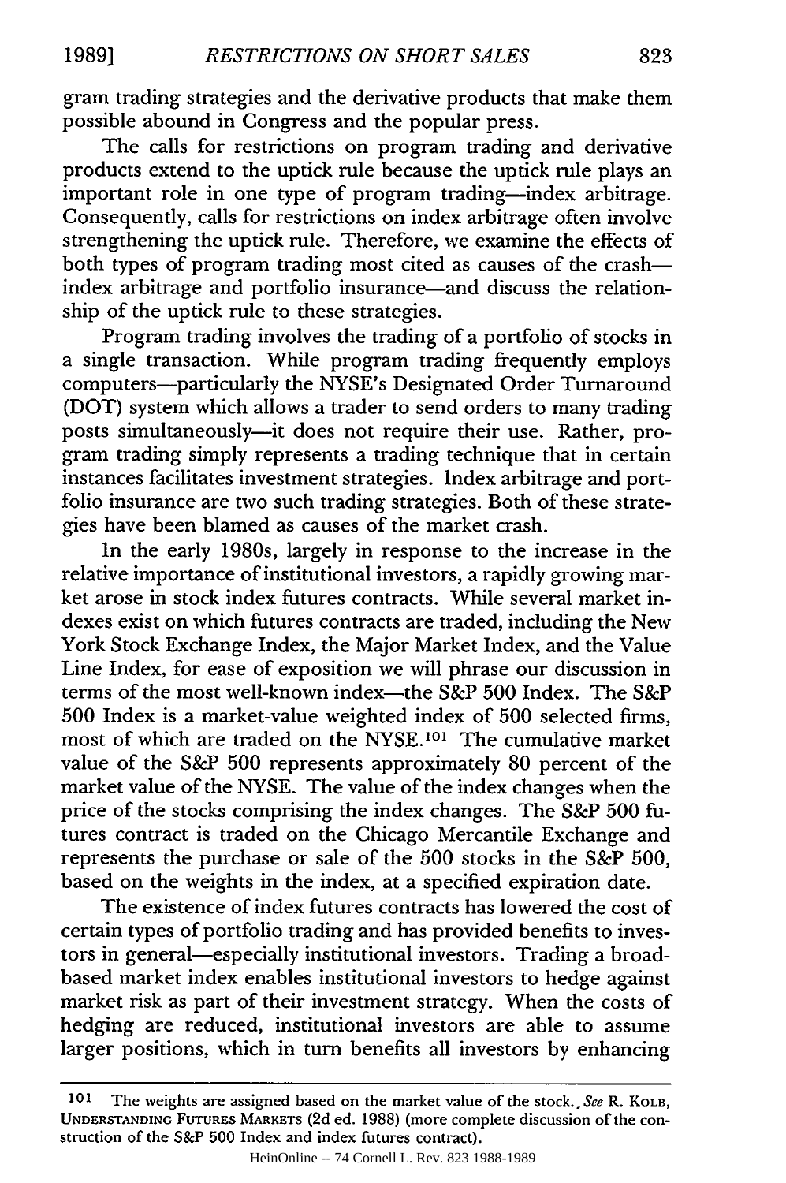gram trading strategies and the derivative products that make them possible abound in Congress and the popular press.

The calls for restrictions on program trading and derivative products extend to the uptick rule because the uptick rule plays an important role in one type of program trading—index arbitrage. Consequently, calls for restrictions on index arbitrage often involve strengthening the uptick rule. Therefore, we examine the effects of both types of program trading most cited as causes of the crash—index arbitrage and portfolio insurance—and discuss the relationship of the uptick rule to these strategies.

Program trading involves the trading of a portfolio of stocks in a single transaction. While program trading frequently employs computers—particularly the NYSE's Designated Order Turnaround (DOT) system which allows a trader to send orders to many trading posts simultaneously—it does not require their use. Rather, program trading simply represents a trading technique that in certain instances facilitates investment strategies. Index arbitrage and portfolio insurance are two such trading strategies. Both of these strategies have been blamed as causes of the market crash.

In the early 1980s, largely in response to the increase in the relative importance of institutional investors, a rapidly growing market arose in stock index futures contracts. While several market indexes exist on which futures contracts are traded, including the New York Stock Exchange Index, the Major Market Index, and the Value Line Index, for ease of exposition we will phrase our discussion in terms of the most well-known index—the S&P 500 Index. The S&P 500 Index is a market-value weighted index of 500 selected firms, most of which are traded on the NYSE.[101] The cumulative market value of the S&P 500 represents approximately 80 percent of the market value of the NYSE. The value of the index changes when the price of the stocks comprising the index changes. The S&P 500 futures contract is traded on the Chicago Mercantile Exchange and represents the purchase or sale of the 500 stocks in the S&P 500, based on the weights in the index, at a specified expiration date.

The existence of index futures contracts has lowered the cost of certain types of portfolio trading and has provided benefits to investors in general—especially institutional investors. Trading a broad-based market index enables institutional investors to hedge against market risk as part of their investment strategy. When the costs of hedging are reduced, institutional investors are able to assume larger positions, which in turn benefits all investors by enhancing

---

[101] The weights are assigned based on the market value of the stock. *See* R. Kolb, Understanding Futures Markets (2d ed. 1988) (more complete discussion of the construction of the S&P 500 Index and index futures contract).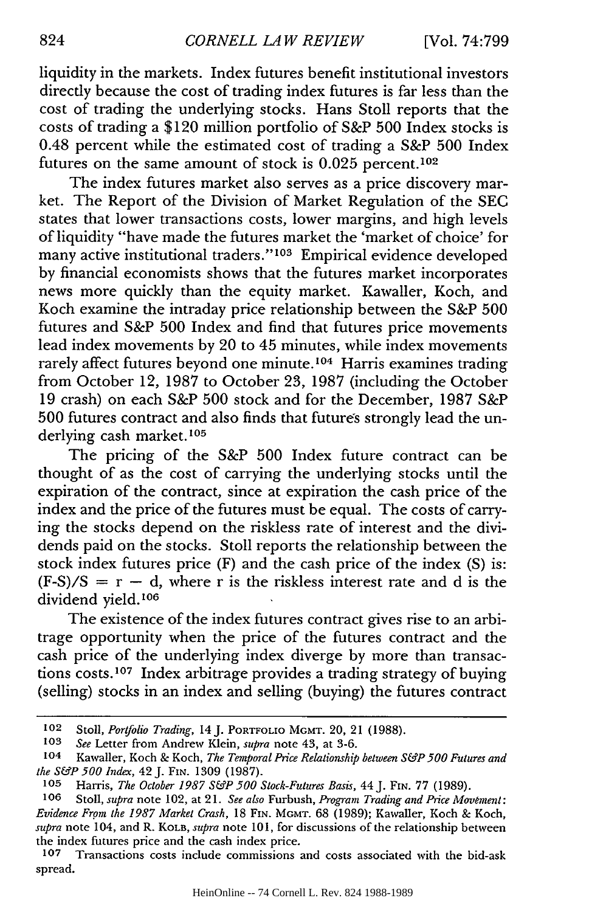liquidity in the markets. Index futures benefit institutional investors directly because the cost of trading index futures is far less than the cost of trading the underlying stocks. Hans Stoll reports that the costs of trading a $120 million portfolio of S&P 500 Index stocks is 0.48 percent while the estimated cost of trading a S&P 500 Index futures on the same amount of stock is 0.025 percent.[102]

The index futures market also serves as a price discovery market. The Report of the Division of Market Regulation of the SEC states that lower transactions costs, lower margins, and high levels of liquidity "have made the futures market the 'market of choice' for many active institutional traders."[103] Empirical evidence developed by financial economists shows that the futures market incorporates news more quickly than the equity market. Kawaller, Koch, and Koch examine the intraday price relationship between the S&P 500 futures and S&P 500 Index and find that futures price movements lead index movements by 20 to 45 minutes, while index movements rarely affect futures beyond one minute.[104] Harris examines trading from October 12, 1987 to October 23, 1987 (including the October 19 crash) on each S&P 500 stock and for the December, 1987 S&P 500 futures contract and also finds that futures strongly lead the underlying cash market.[105]

The pricing of the S&P 500 Index future contract can be thought of as the cost of carrying the underlying stocks until the expiration of the contract, since at expiration the cash price of the index and the price of the futures must be equal. The costs of carrying the stocks depend on the riskless rate of interest and the dividends paid on the stocks. Stoll reports the relationship between the stock index futures price (F) and the cash price of the index (S) is: $(F-S)/S = r - d$, where r is the riskless interest rate and d is the dividend yield.[106]

The existence of the index futures contract gives rise to an arbitrage opportunity when the price of the futures contract and the cash price of the underlying index diverge by more than transactions costs.[107] Index arbitrage provides a trading strategy of buying (selling) stocks in an index and selling (buying) the futures contract

---

[102] Stoll, *Portfolio Trading*, 14 J. PORTFOLIO MGMT. 20, 21 (1988).

[103] *See* Letter from Andrew Klein, *supra* note 43, at 3-6.

[104] Kawaller, Koch & Koch, *The Temporal Price Relationship between S&P 500 Futures and the S&P 500 Index*, 42 J. FIN. 1309 (1987).

[105] Harris, *The October 1987 S&P 500 Stock-Futures Basis*, 44 J. FIN. 77 (1989).

[106] Stoll, *supra* note 102, at 21. *See also* Furbush, *Program Trading and Price Movement: Evidence From the 1987 Market Crash*, 18 FIN. MGMT. 68 (1989); Kawaller, Koch & Koch, *supra* note 104, and R. KOLB, *supra* note 101, for discussions of the relationship between the index futures price and the cash index price.

[107] Transactions costs include commissions and costs associated with the bid-ask spread.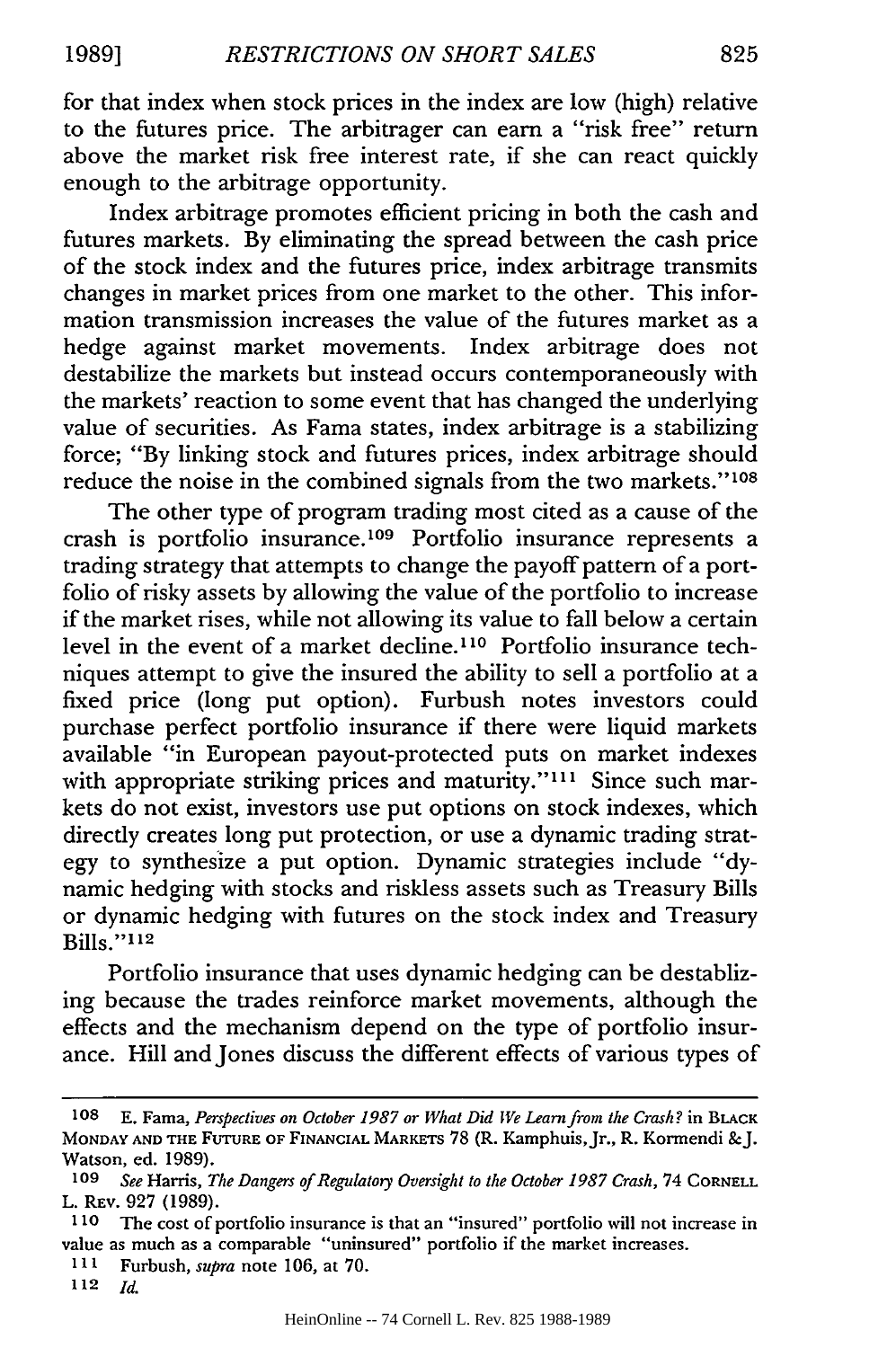for that index when stock prices in the index are low (high) relative to the futures price. The arbitrager can earn a "risk free" return above the market risk free interest rate, if she can react quickly enough to the arbitrage opportunity.

Index arbitrage promotes efficient pricing in both the cash and futures markets. By eliminating the spread between the cash price of the stock index and the futures price, index arbitrage transmits changes in market prices from one market to the other. This information transmission increases the value of the futures market as a hedge against market movements. Index arbitrage does not destabilize the markets but instead occurs contemporaneously with the markets' reaction to some event that has changed the underlying value of securities. As Fama states, index arbitrage is a stabilizing force; "By linking stock and futures prices, index arbitrage should reduce the noise in the combined signals from the two markets."[108]

The other type of program trading most cited as a cause of the crash is portfolio insurance.[109] Portfolio insurance represents a trading strategy that attempts to change the payoff pattern of a portfolio of risky assets by allowing the value of the portfolio to increase if the market rises, while not allowing its value to fall below a certain level in the event of a market decline.[110] Portfolio insurance techniques attempt to give the insured the ability to sell a portfolio at a fixed price (long put option). Furbush notes investors could purchase perfect portfolio insurance if there were liquid markets available "in European payout-protected puts on market indexes with appropriate striking prices and maturity."[111] Since such markets do not exist, investors use put options on stock indexes, which directly creates long put protection, or use a dynamic trading strategy to synthesize a put option. Dynamic strategies include "dynamic hedging with stocks and riskless assets such as Treasury Bills or dynamic hedging with futures on the stock index and Treasury Bills."[112]

Portfolio insurance that uses dynamic hedging can be destablizing because the trades reinforce market movements, although the effects and the mechanism depend on the type of portfolio insurance. Hill and Jones discuss the different effects of various types of

---

[108] E. Fama, *Perspectives on October 1987 or What Did We Learn from the Crash?* in BLACK MONDAY AND THE FUTURE OF FINANCIAL MARKETS 78 (R. Kamphuis, Jr., R. Kormendi & J. Watson, ed. 1989).

[109] *See* Harris, *The Dangers of Regulatory Oversight to the October 1987 Crash*, 74 CORNELL L. REV. 927 (1989).

[110] The cost of portfolio insurance is that an "insured" portfolio will not increase in value as much as a comparable "uninsured" portfolio if the market increases.

[111] Furbush, *supra* note 106, at 70.

[112] *Id.*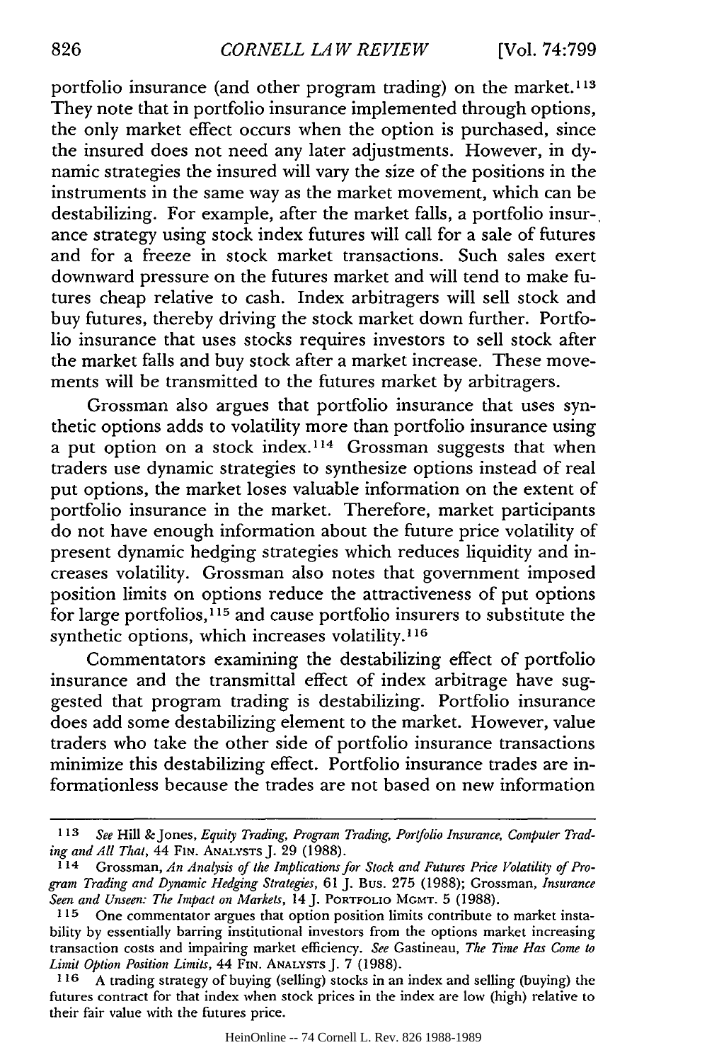portfolio insurance (and other program trading) on the market.[113] They note that in portfolio insurance implemented through options, the only market effect occurs when the option is purchased, since the insured does not need any later adjustments. However, in dynamic strategies the insured will vary the size of the positions in the instruments in the same way as the market movement, which can be destabilizing. For example, after the market falls, a portfolio insurance strategy using stock index futures will call for a sale of futures and for a freeze in stock market transactions. Such sales exert downward pressure on the futures market and will tend to make futures cheap relative to cash. Index arbitragers will sell stock and buy futures, thereby driving the stock market down further. Portfolio insurance that uses stocks requires investors to sell stock after the market falls and buy stock after a market increase. These movements will be transmitted to the futures market by arbitragers.

Grossman also argues that portfolio insurance that uses synthetic options adds to volatility more than portfolio insurance using a put option on a stock index.[114] Grossman suggests that when traders use dynamic strategies to synthesize options instead of real put options, the market loses valuable information on the extent of portfolio insurance in the market. Therefore, market participants do not have enough information about the future price volatility of present dynamic hedging strategies which reduces liquidity and increases volatility. Grossman also notes that government imposed position limits on options reduce the attractiveness of put options for large portfolios,[115] and cause portfolio insurers to substitute the synthetic options, which increases volatility.[116]

Commentators examining the destabilizing effect of portfolio insurance and the transmittal effect of index arbitrage have suggested that program trading is destabilizing. Portfolio insurance does add some destabilizing element to the market. However, value traders who take the other side of portfolio insurance transactions minimize this destabilizing effect. Portfolio insurance trades are informationless because the trades are not based on new information

---

[113] *See* Hill & Jones, *Equity Trading, Program Trading, Portfolio Insurance, Computer Trading and All That*, 44 FIN. ANALYSTS J. 29 (1988).

[114] Grossman, *An Analysis of the Implications for Stock and Futures Price Volatility of Program Trading and Dynamic Hedging Strategies*, 61 J. BUS. 275 (1988); Grossman, *Insurance Seen and Unseen: The Impact on Markets*, 14 J. PORTFOLIO MGMT. 5 (1988).

[115] One commentator argues that option position limits contribute to market instability by essentially barring institutional investors from the options market increasing transaction costs and impairing market efficiency. *See* Gastineau, *The Time Has Come to Limit Option Position Limits*, 44 FIN. ANALYSTS J. 7 (1988).

[116] A trading strategy of buying (selling) stocks in an index and selling (buying) the futures contract for that index when stock prices in the index are low (high) relative to their fair value with the futures price.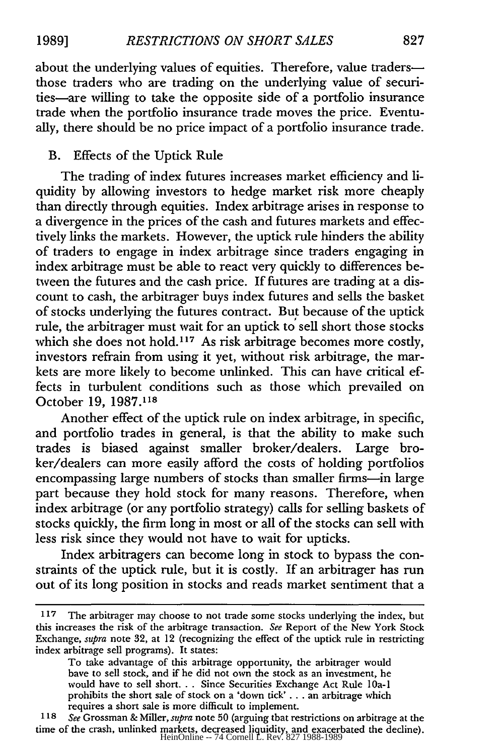about the underlying values of equities. Therefore, value traders—those traders who are trading on the underlying value of securities—are willing to take the opposite side of a portfolio insurance trade when the portfolio insurance trade moves the price. Eventually, there should be no price impact of a portfolio insurance trade.

### B. Effects of the Uptick Rule

The trading of index futures increases market efficiency and liquidity by allowing investors to hedge market risk more cheaply than directly through equities. Index arbitrage arises in response to a divergence in the prices of the cash and futures markets and effectively links the markets. However, the uptick rule hinders the ability of traders to engage in index arbitrage since traders engaging in index arbitrage must be able to react very quickly to differences between the futures and the cash price. If futures are trading at a discount to cash, the arbitrager buys index futures and sells the basket of stocks underlying the futures contract. But because of the uptick rule, the arbitrager must wait for an uptick to sell short those stocks which she does not hold.[117] As risk arbitrage becomes more costly, investors refrain from using it yet, without risk arbitrage, the markets are more likely to become unlinked. This can have critical effects in turbulent conditions such as those which prevailed on October 19, 1987.[118]

Another effect of the uptick rule on index arbitrage, in specific, and portfolio trades in general, is that the ability to make such trades is biased against smaller broker/dealers. Large broker/dealers can more easily afford the costs of holding portfolios encompassing large numbers of stocks than smaller firms—in large part because they hold stock for many reasons. Therefore, when index arbitrage (or any portfolio strategy) calls for selling baskets of stocks quickly, the firm long in most or all of the stocks can sell with less risk since they would not have to wait for upticks.

Index arbitragers can become long in stock to bypass the constraints of the uptick rule, but it is costly. If an arbitrager has run out of its long position in stocks and reads market sentiment that a

---

[117] The arbitrager may choose to not trade some stocks underlying the index, but this increases the risk of the arbitrage transaction. *See* Report of the New York Stock Exchange, *supra* note 32, at 12 (recognizing the effect of the uptick rule in restricting index arbitrage sell programs). It states:

> To take advantage of this arbitrage opportunity, the arbitrager would have to sell stock, and if he did not own the stock as an investment, he would have to sell short. . . Since Securities Exchange Act Rule 10a-1 prohibits the short sale of stock on a 'down tick' . . . an arbitrage which requires a short sale is more difficult to implement.

[118] *See* Grossman & Miller, *supra* note 50 (arguing that restrictions on arbitrage at the time of the crash, unlinked markets, decreased liquidity, and exacerbated the decline).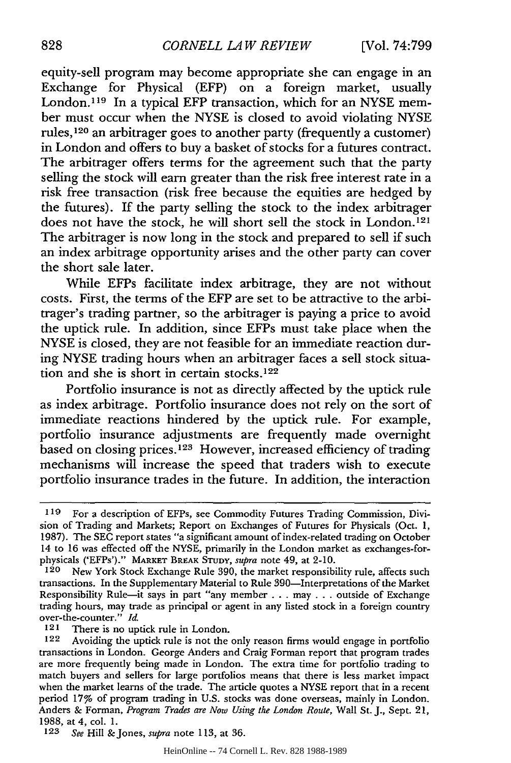equity-sell program may become appropriate she can engage in an Exchange for Physical (EFP) on a foreign market, usually London.[119] In a typical EFP transaction, which for an NYSE member must occur when the NYSE is closed to avoid violating NYSE rules,[120] an arbitrager goes to another party (frequently a customer) in London and offers to buy a basket of stocks for a futures contract. The arbitrager offers terms for the agreement such that the party selling the stock will earn greater than the risk free interest rate in a risk free transaction (risk free because the equities are hedged by the futures). If the party selling the stock to the index arbitrager does not have the stock, he will short sell the stock in London.[121] The arbitrager is now long in the stock and prepared to sell if such an index arbitrage opportunity arises and the other party can cover the short sale later.

While EFPs facilitate index arbitrage, they are not without costs. First, the terms of the EFP are set to be attractive to the arbitrager's trading partner, so the arbitrager is paying a price to avoid the uptick rule. In addition, since EFPs must take place when the NYSE is closed, they are not feasible for an immediate reaction during NYSE trading hours when an arbitrager faces a sell stock situation and she is short in certain stocks.[122]

Portfolio insurance is not as directly affected by the uptick rule as index arbitrage. Portfolio insurance does not rely on the sort of immediate reactions hindered by the uptick rule. For example, portfolio insurance adjustments are frequently made overnight based on closing prices.[123] However, increased efficiency of trading mechanisms will increase the speed that traders wish to execute portfolio insurance trades in the future. In addition, the interaction

---

119 For a description of EFPs, see Commodity Futures Trading Commission, Division of Trading and Markets; Report on Exchanges of Futures for Physicals (Oct. 1, 1987). The SEC report states "a significant amount of index-related trading on October 14 to 16 was effected off the NYSE, primarily in the London market as exchanges-for-physicals ('EFPs')." MARKET BREAK STUDY, *supra* note 49, at 2-10.

120 New York Stock Exchange Rule 390, the market responsibility rule, affects such transactions. In the Supplementary Material to Rule 390—Interpretations of the Market Responsibility Rule—it says in part "any member . . . may . . . outside of Exchange trading hours, may trade as principal or agent in any listed stock in a foreign country over-the-counter." *Id.*

121 There is no uptick rule in London.

122 Avoiding the uptick rule is not the only reason firms would engage in portfolio transactions in London. George Anders and Craig Forman report that program trades are more frequently being made in London. The extra time for portfolio trading to match buyers and sellers for large portfolios means that there is less market impact when the market learns of the trade. The article quotes a NYSE report that in a recent period 17% of program trading in U.S. stocks was done overseas, mainly in London. Anders & Forman, *Program Trades are Now Using the London Route*, Wall St. J., Sept. 21, 1988, at 4, col. 1.

123 *See* Hill & Jones, *supra* note 113, at 36.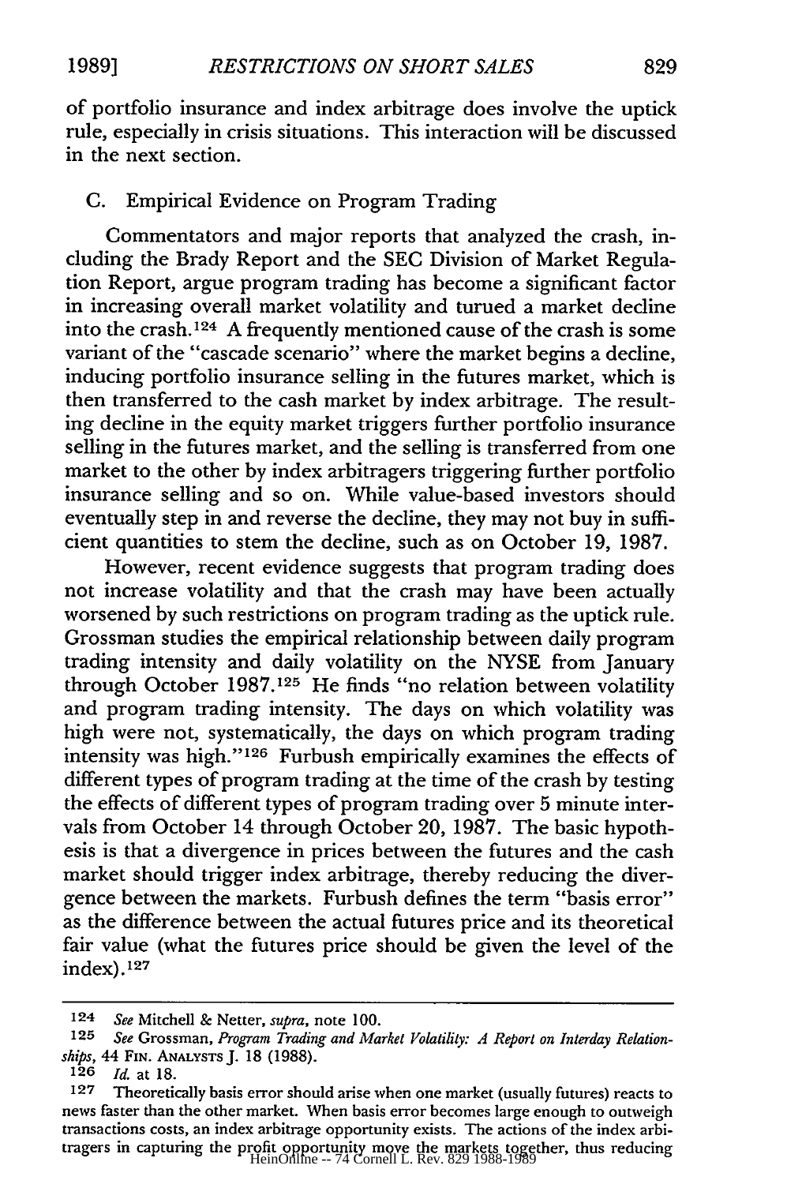of portfolio insurance and index arbitrage does involve the uptick rule, especially in crisis situations. This interaction will be discussed in the next section.

### C. Empirical Evidence on Program Trading

Commentators and major reports that analyzed the crash, including the Brady Report and the SEC Division of Market Regulation Report, argue program trading has become a significant factor in increasing overall market volatility and turned a market decline into the crash.[124] A frequently mentioned cause of the crash is some variant of the "cascade scenario" where the market begins a decline, inducing portfolio insurance selling in the futures market, which is then transferred to the cash market by index arbitrage. The resulting decline in the equity market triggers further portfolio insurance selling in the futures market, and the selling is transferred from one market to the other by index arbitragers triggering further portfolio insurance selling and so on. While value-based investors should eventually step in and reverse the decline, they may not buy in sufficient quantities to stem the decline, such as on October 19, 1987.

However, recent evidence suggests that program trading does not increase volatility and that the crash may have been actually worsened by such restrictions on program trading as the uptick rule. Grossman studies the empirical relationship between daily program trading intensity and daily volatility on the NYSE from January through October 1987.[125] He finds "no relation between volatility and program trading intensity. The days on which volatility was high were not, systematically, the days on which program trading intensity was high."[126] Furbush empirically examines the effects of different types of program trading at the time of the crash by testing the effects of different types of program trading over 5 minute intervals from October 14 through October 20, 1987. The basic hypothesis is that a divergence in prices between the futures and the cash market should trigger index arbitrage, thereby reducing the divergence between the markets. Furbush defines the term "basis error" as the difference between the actual futures price and its theoretical fair value (what the futures price should be given the level of the index).[127]

---

[124] *See* Mitchell & Netter, *supra*, note 100.

[125] *See* Grossman, *Program Trading and Market Volatility: A Report on Interday Relationships*, 44 FIN. ANALYSTS J. 18 (1988).

[126] *Id.* at 18.

[127] Theoretically basis error should arise when one market (usually futures) reacts to news faster than the other market. When basis error becomes large enough to outweigh transactions costs, an index arbitrage opportunity exists. The actions of the index arbitragers in capturing the profit opportunity move the markets together, thus reducing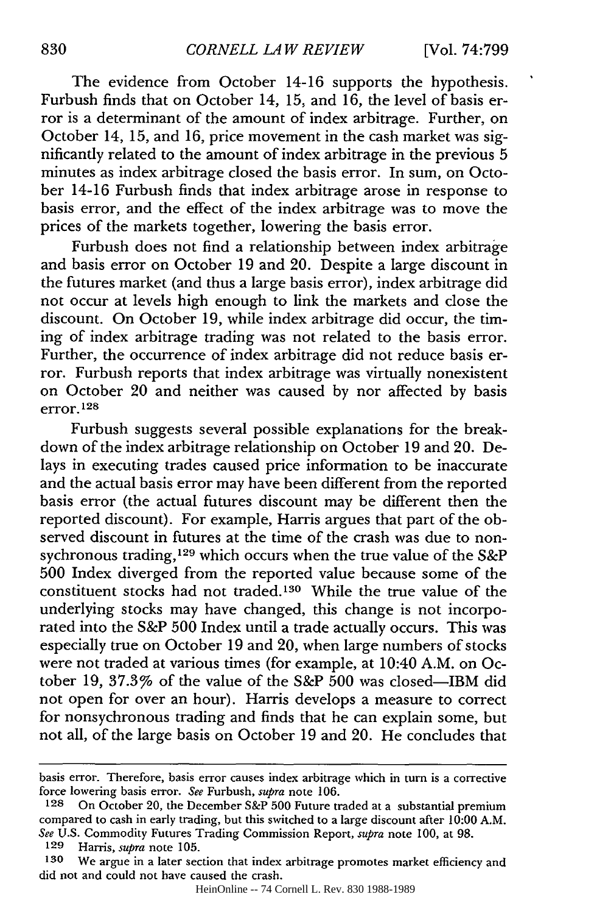The evidence from October 14-16 supports the hypothesis. Furbush finds that on October 14, 15, and 16, the level of basis error is a determinant of the amount of index arbitrage. Further, on October 14, 15, and 16, price movement in the cash market was significantly related to the amount of index arbitrage in the previous 5 minutes as index arbitrage closed the basis error. In sum, on October 14-16 Furbush finds that index arbitrage arose in response to basis error, and the effect of the index arbitrage was to move the prices of the markets together, lowering the basis error.

Furbush does not find a relationship between index arbitrage and basis error on October 19 and 20. Despite a large discount in the futures market (and thus a large basis error), index arbitrage did not occur at levels high enough to link the markets and close the discount. On October 19, while index arbitrage did occur, the timing of index arbitrage trading was not related to the basis error. Further, the occurrence of index arbitrage did not reduce basis error. Furbush reports that index arbitrage was virtually nonexistent on October 20 and neither was caused by nor affected by basis error.[128]

Furbush suggests several possible explanations for the breakdown of the index arbitrage relationship on October 19 and 20. Delays in executing trades caused price information to be inaccurate and the actual basis error may have been different from the reported basis error (the actual futures discount may be different then the reported discount). For example, Harris argues that part of the observed discount in futures at the time of the crash was due to nonsychronous trading,[129] which occurs when the true value of the S&P 500 Index diverged from the reported value because some of the constituent stocks had not traded.[130] While the true value of the underlying stocks may have changed, this change is not incorporated into the S&P 500 Index until a trade actually occurs. This was especially true on October 19 and 20, when large numbers of stocks were not traded at various times (for example, at 10:40 A.M. on October 19, 37.3% of the value of the S&P 500 was closed—IBM did not open for over an hour). Harris develops a measure to correct for nonsychronous trading and finds that he can explain some, but not all, of the large basis on October 19 and 20. He concludes that

---

basis error. Therefore, basis error causes index arbitrage which in turn is a corrective force lowering basis error. *See* Furbush, *supra* note 106.

[128] On October 20, the December S&P 500 Future traded at a substantial premium compared to cash in early trading, but this switched to a large discount after 10:00 A.M. *See* U.S. Commodity Futures Trading Commission Report, *supra* note 100, at 98.

[129] Harris, *supra* note 105.

[130] We argue in a later section that index arbitrage promotes market efficiency and did not and could not have caused the crash.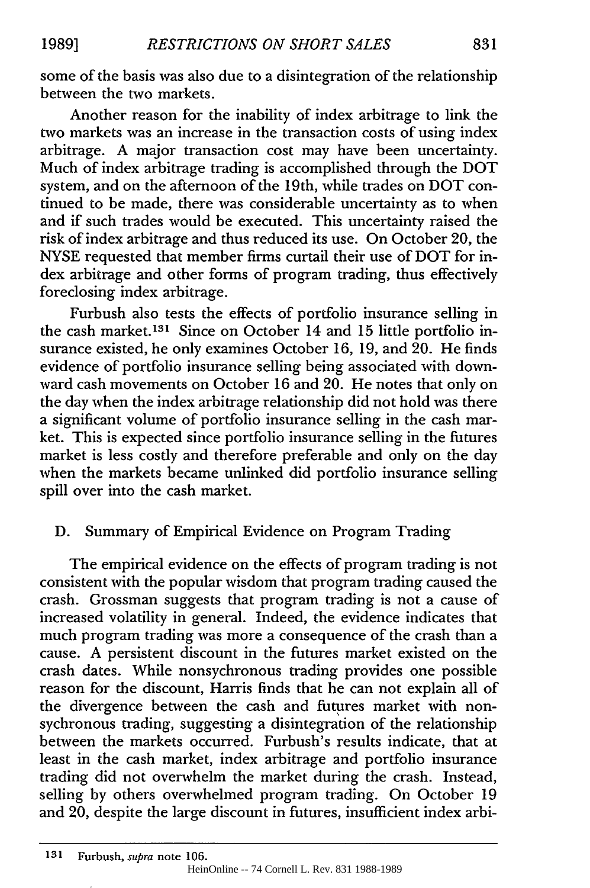some of the basis was also due to a disintegration of the relationship between the two markets.

Another reason for the inability of index arbitrage to link the two markets was an increase in the transaction costs of using index arbitrage. A major transaction cost may have been uncertainty. Much of index arbitrage trading is accomplished through the DOT system, and on the afternoon of the 19th, while trades on DOT continued to be made, there was considerable uncertainty as to when and if such trades would be executed. This uncertainty raised the risk of index arbitrage and thus reduced its use. On October 20, the NYSE requested that member firms curtail their use of DOT for index arbitrage and other forms of program trading, thus effectively foreclosing index arbitrage.

Furbush also tests the effects of portfolio insurance selling in the cash market.[131] Since on October 14 and 15 little portfolio insurance existed, he only examines October 16, 19, and 20. He finds evidence of portfolio insurance selling being associated with downward cash movements on October 16 and 20. He notes that only on the day when the index arbitrage relationship did not hold was there a significant volume of portfolio insurance selling in the cash market. This is expected since portfolio insurance selling in the futures market is less costly and therefore preferable and only on the day when the markets became unlinked did portfolio insurance selling spill over into the cash market.

### D. Summary of Empirical Evidence on Program Trading

The empirical evidence on the effects of program trading is not consistent with the popular wisdom that program trading caused the crash. Grossman suggests that program trading is not a cause of increased volatility in general. Indeed, the evidence indicates that much program trading was more a consequence of the crash than a cause. A persistent discount in the futures market existed on the crash dates. While nonsychronous trading provides one possible reason for the discount, Harris finds that he can not explain all of the divergence between the cash and futures market with nonsychronous trading, suggesting a disintegration of the relationship between the markets occurred. Furbush's results indicate, that at least in the cash market, index arbitrage and portfolio insurance trading did not overwhelm the market during the crash. Instead, selling by others overwhelmed program trading. On October 19 and 20, despite the large discount in futures, insufficient index arbi-

---

[131] Furbush, *supra* note 106.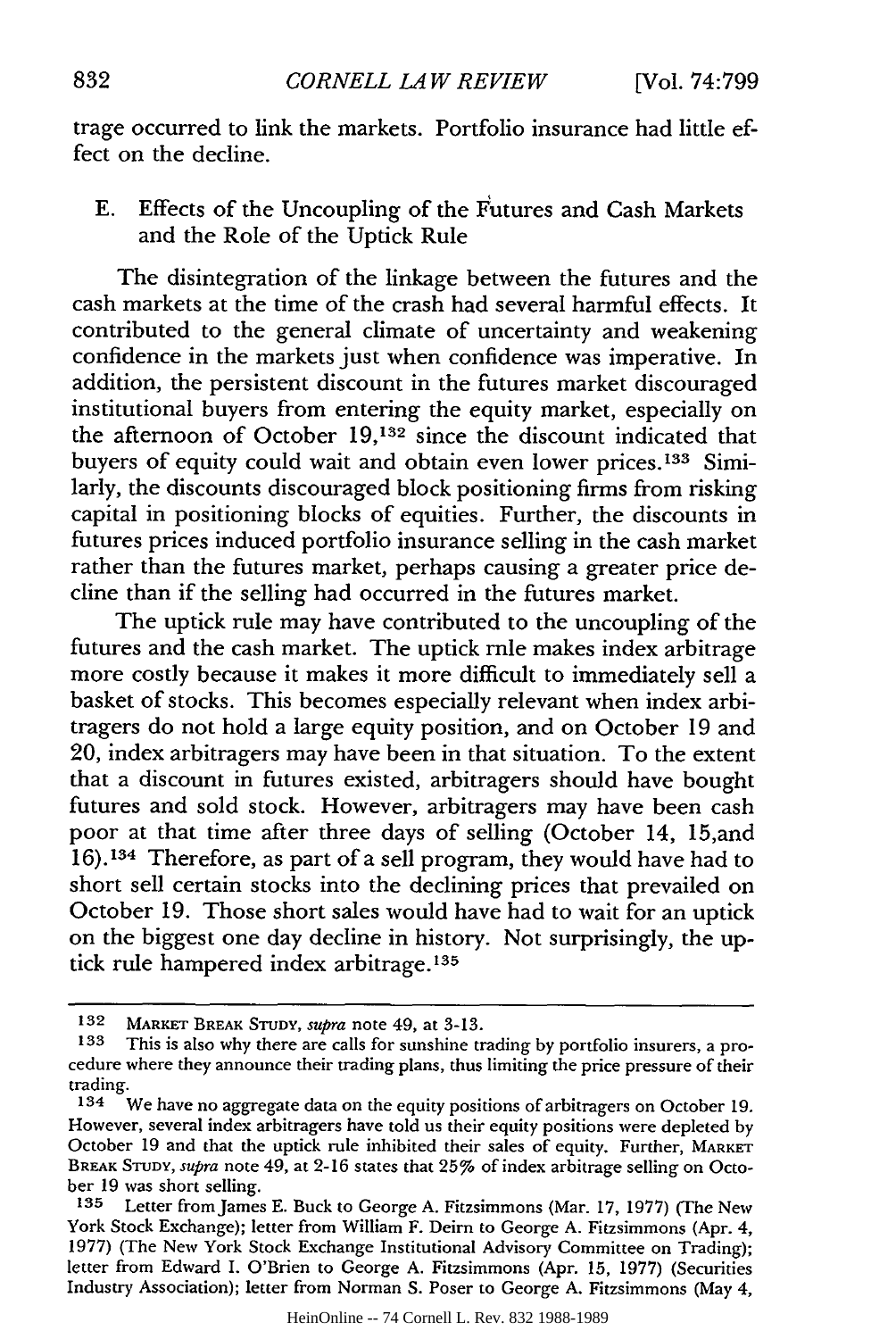trage occurred to link the markets. Portfolio insurance had little effect on the decline.

### E. Effects of the Uncoupling of the Futures and Cash Markets and the Role of the Uptick Rule

The disintegration of the linkage between the futures and the cash markets at the time of the crash had several harmful effects. It contributed to the general climate of uncertainty and weakening confidence in the markets just when confidence was imperative. In addition, the persistent discount in the futures market discouraged institutional buyers from entering the equity market, especially on the afternoon of October 19,[132] since the discount indicated that buyers of equity could wait and obtain even lower prices.[133] Similarly, the discounts discouraged block positioning firms from risking capital in positioning blocks of equities. Further, the discounts in futures prices induced portfolio insurance selling in the cash market rather than the futures market, perhaps causing a greater price decline than if the selling had occurred in the futures market.

The uptick rule may have contributed to the uncoupling of the futures and the cash market. The uptick rnle makes index arbitrage more costly because it makes it more difficult to immediately sell a basket of stocks. This becomes especially relevant when index arbitragers do not hold a large equity position, and on October 19 and 20, index arbitragers may have been in that situation. To the extent that a discount in futures existed, arbitragers should have bought futures and sold stock. However, arbitragers may have been cash poor at that time after three days of selling (October 14, 15,and 16).[134] Therefore, as part of a sell program, they would have had to short sell certain stocks into the declining prices that prevailed on October 19. Those short sales would have had to wait for an uptick on the biggest one day decline in history. Not surprisingly, the uptick rule hampered index arbitrage.[135]

---

[132] MARKET BREAK STUDY, *supra* note 49, at 3-13.

[133] This is also why there are calls for sunshine trading by portfolio insurers, a procedure where they announce their trading plans, thus limiting the price pressure of their trading.

[134] We have no aggregate data on the equity positions of arbitragers on October 19. However, several index arbitragers have told us their equity positions were depleted by October 19 and that the uptick rule inhibited their sales of equity. Further, MARKET BREAK STUDY, *supra* note 49, at 2-16 states that 25% of index arbitrage selling on October 19 was short selling.

[135] Letter from James E. Buck to George A. Fitzsimmons (Mar. 17, 1977) (The New York Stock Exchange); letter from William F. Deirn to George A. Fitzsimmons (Apr. 4, 1977) (The New York Stock Exchange Institutional Advisory Committee on Trading); letter from Edward I. O'Brien to George A. Fitzsimmons (Apr. 15, 1977) (Securities Industry Association); letter from Norman S. Poser to George A. Fitzsimmons (May 4,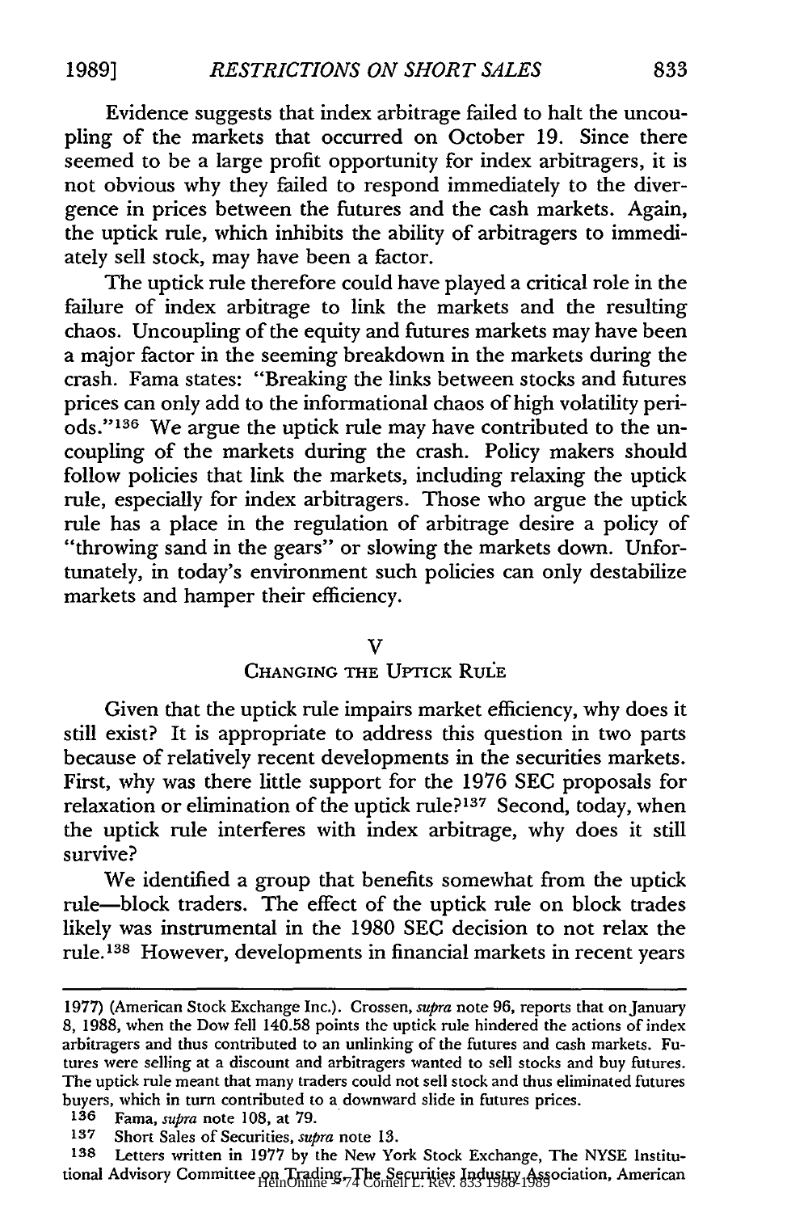Evidence suggests that index arbitrage failed to halt the uncoupling of the markets that occurred on October 19. Since there seemed to be a large profit opportunity for index arbitragers, it is not obvious why they failed to respond immediately to the divergence in prices between the futures and the cash markets. Again, the uptick rule, which inhibits the ability of arbitragers to immediately sell stock, may have been a factor.

The uptick rule therefore could have played a critical role in the failure of index arbitrage to link the markets and the resulting chaos. Uncoupling of the equity and futures markets may have been a major factor in the seeming breakdown in the markets during the crash. Fama states: "Breaking the links between stocks and futures prices can only add to the informational chaos of high volatility periods."[136] We argue the uptick rule may have contributed to the uncoupling of the markets during the crash. Policy makers should follow policies that link the markets, including relaxing the uptick rule, especially for index arbitragers. Those who argue the uptick rule has a place in the regulation of arbitrage desire a policy of "throwing sand in the gears" or slowing the markets down. Unfortunately, in today's environment such policies can only destabilize markets and hamper their efficiency.

## V
## CHANGING THE UPTICK RULE

Given that the uptick rule impairs market efficiency, why does it still exist? It is appropriate to address this question in two parts because of relatively recent developments in the securities markets. First, why was there little support for the 1976 SEC proposals for relaxation or elimination of the uptick rule?[137] Second, today, when the uptick rule interferes with index arbitrage, why does it still survive?

We identified a group that benefits somewhat from the uptick rule—block traders. The effect of the uptick rule on block trades likely was instrumental in the 1980 SEC decision to not relax the rule.[138] However, developments in financial markets in recent years

---

1977) (American Stock Exchange Inc.). Crossen, *supra* note 96, reports that on January 8, 1988, when the Dow fell 140.58 points the uptick rule hindered the actions of index arbitragers and thus contributed to an unlinking of the futures and cash markets. Futures were selling at a discount and arbitragers wanted to sell stocks and buy futures. The uptick rule meant that many traders could not sell stock and thus eliminated futures buyers, which in turn contributed to a downward slide in futures prices.

136 Fama, *supra* note 108, at 79.

137 Short Sales of Securities, *supra* note 13.

138 Letters written in 1977 by the New York Stock Exchange, The NYSE Institutional Advisory Committee on Trading, The Securities Industry Association, American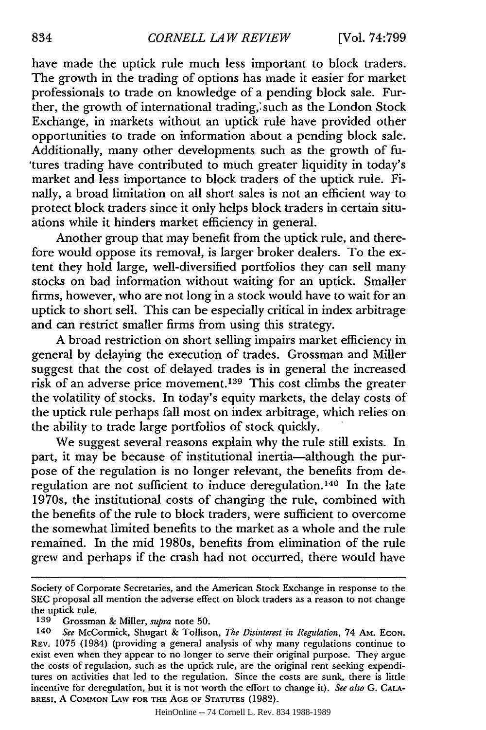have made the uptick rule much less important to block traders. The growth in the trading of options has made it easier for market professionals to trade on knowledge of a pending block sale. Further, the growth of international trading, such as the London Stock Exchange, in markets without an uptick rule have provided other opportunities to trade on information about a pending block sale. Additionally, many other developments such as the growth of futures trading have contributed to much greater liquidity in today's market and less importance to block traders of the uptick rule. Finally, a broad limitation on all short sales is not an efficient way to protect block traders since it only helps block traders in certain situations while it hinders market efficiency in general.

Another group that may benefit from the uptick rule, and therefore would oppose its removal, is larger broker dealers. To the extent they hold large, well-diversified portfolios they can sell many stocks on bad information without waiting for an uptick. Smaller firms, however, who are not long in a stock would have to wait for an uptick to short sell. This can be especially critical in index arbitrage and can restrict smaller firms from using this strategy.

A broad restriction on short selling impairs market efficiency in general by delaying the execution of trades. Grossman and Miller suggest that the cost of delayed trades is in general the increased risk of an adverse price movement.[139] This cost climbs the greater the volatility of stocks. In today's equity markets, the delay costs of the uptick rule perhaps fall most on index arbitrage, which relies on the ability to trade large portfolios of stock quickly.

We suggest several reasons explain why the rule still exists. In part, it may be because of institutional inertia—although the purpose of the regulation is no longer relevant, the benefits from deregulation are not sufficient to induce deregulation.[140] In the late 1970s, the institutional costs of changing the rule, combined with the benefits of the rule to block traders, were sufficient to overcome the somewhat limited benefits to the market as a whole and the rule remained. In the mid 1980s, benefits from elimination of the rule grew and perhaps if the crash had not occurred, there would have

---

Society of Corporate Secretaries, and the American Stock Exchange in response to the SEC proposal all mention the adverse effect on block traders as a reason to not change the uptick rule.

139 Grossman & Miller, *supra* note 50.

140 *See* McCormick, Shugart & Tollison, *The Disinterest in Regulation*, 74 AM. ECON. REV. 1075 (1984) (providing a general analysis of why many regulations continue to exist even when they appear to no longer to serve their original purpose. They argue the costs of regulation, such as the uptick rule, are the original rent seeking expenditures on activities that led to the regulation. Since the costs are sunk, there is little incentive for deregulation, but it is not worth the effort to change it). *See also* G. CALABRESI, A COMMON LAW FOR THE AGE OF STATUTES (1982).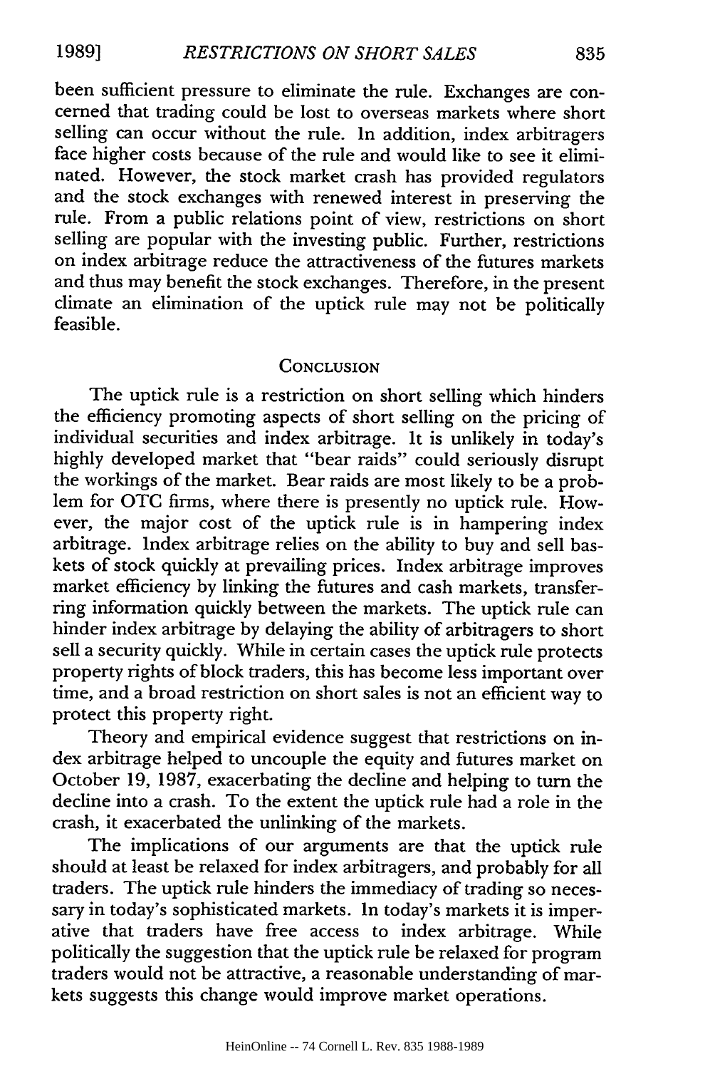been sufficient pressure to eliminate the rule. Exchanges are concerned that trading could be lost to overseas markets where short selling can occur without the rule. In addition, index arbitragers face higher costs because of the rule and would like to see it eliminated. However, the stock market crash has provided regulators and the stock exchanges with renewed interest in preserving the rule. From a public relations point of view, restrictions on short selling are popular with the investing public. Further, restrictions on index arbitrage reduce the attractiveness of the futures markets and thus may benefit the stock exchanges. Therefore, in the present climate an elimination of the uptick rule may not be politically feasible.

## CONCLUSION

The uptick rule is a restriction on short selling which hinders the efficiency promoting aspects of short selling on the pricing of individual securities and index arbitrage. It is unlikely in today's highly developed market that "bear raids" could seriously disrupt the workings of the market. Bear raids are most likely to be a problem for OTC firms, where there is presently no uptick rule. However, the major cost of the uptick rule is in hampering index arbitrage. Index arbitrage relies on the ability to buy and sell baskets of stock quickly at prevailing prices. Index arbitrage improves market efficiency by linking the futures and cash markets, transferring information quickly between the markets. The uptick rule can hinder index arbitrage by delaying the ability of arbitragers to short sell a security quickly. While in certain cases the uptick rule protects property rights of block traders, this has become less important over time, and a broad restriction on short sales is not an efficient way to protect this property right.

Theory and empirical evidence suggest that restrictions on index arbitrage helped to uncouple the equity and futures market on October 19, 1987, exacerbating the decline and helping to turn the decline into a crash. To the extent the uptick rule had a role in the crash, it exacerbated the unlinking of the markets.

The implications of our arguments are that the uptick rule should at least be relaxed for index arbitragers, and probably for all traders. The uptick rule hinders the immediacy of trading so necessary in today's sophisticated markets. In today's markets it is imperative that traders have free access to index arbitrage. While politically the suggestion that the uptick rule be relaxed for program traders would not be attractive, a reasonable understanding of markets suggests this change would improve market operations.